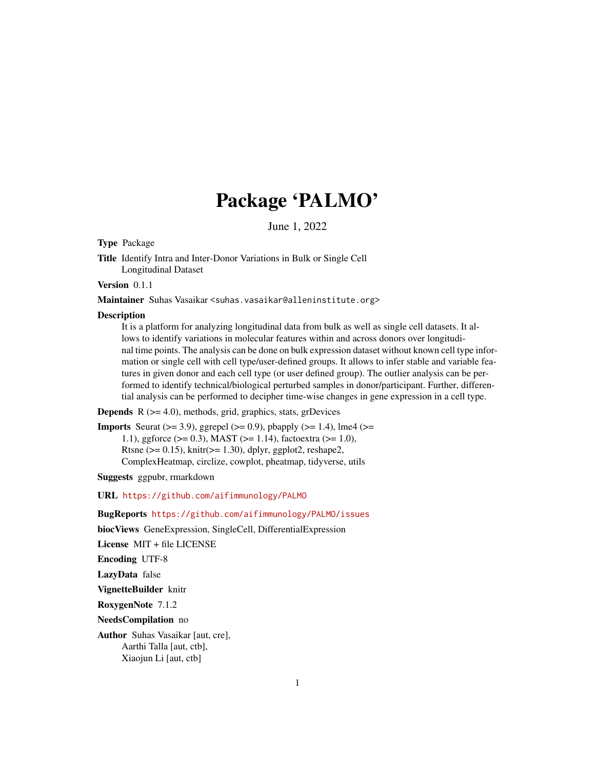# Package 'PALMO'

June 1, 2022

**Type** Package

**Title** Identify Intra and Inter-Donor Variations in Bulk or Single Cell Longitudinal Dataset

**Version** 0.1.1

**Maintainer** Suhas Vasaikar <suhas.vasaikar@alleninstitute.org>

**Description** It is a platform for analyzing longitudinal data from bulk as well as single cell datasets. It allows to identify variations in molecular features within and across donors over longitudinal time points. The analysis can be done on bulk expression dataset without known cell type information or single cell with cell type/user-defined groups. It allows to infer stable and variable features in given donor and each cell type (or user defined group). The outlier analysis can be performed to identify technical/biological perturbed samples in donor/participant. Further, differential analysis can be performed to decipher time-wise changes in gene expression in a cell type.

**Depends** R (>= 4.0), methods, grid, graphics, stats, grDevices

**Imports** Seurat (>= 3.9), ggrepel (>= 0.9), pbapply (>= 1.4), lme4 (>= 1.1), ggforce (>= 0.3), MAST (>= 1.14), factoextra (>= 1.0), Rtsne (>= 0.15), knitr(>= 1.30), dplyr, ggplot2, reshape2, ComplexHeatmap, circlize, cowplot, pheatmap, tidyverse, utils

**Suggests** ggpubr, rmarkdown

**URL** https://github.com/aifimmunology/PALMO

**BugReports** https://github.com/aifimmunology/PALMO/issues

**biocViews** GeneExpression, SingleCell, DifferentialExpression

**License** MIT + file LICENSE

**Encoding** UTF-8

**LazyData** false

**VignetteBuilder** knitr

**RoxygenNote** 7.1.2

**NeedsCompilation** no

**Author** Suhas Vasaikar [aut, cre],
Aarthi Talla [aut, ctb],
Xiaojun Li [aut, ctb]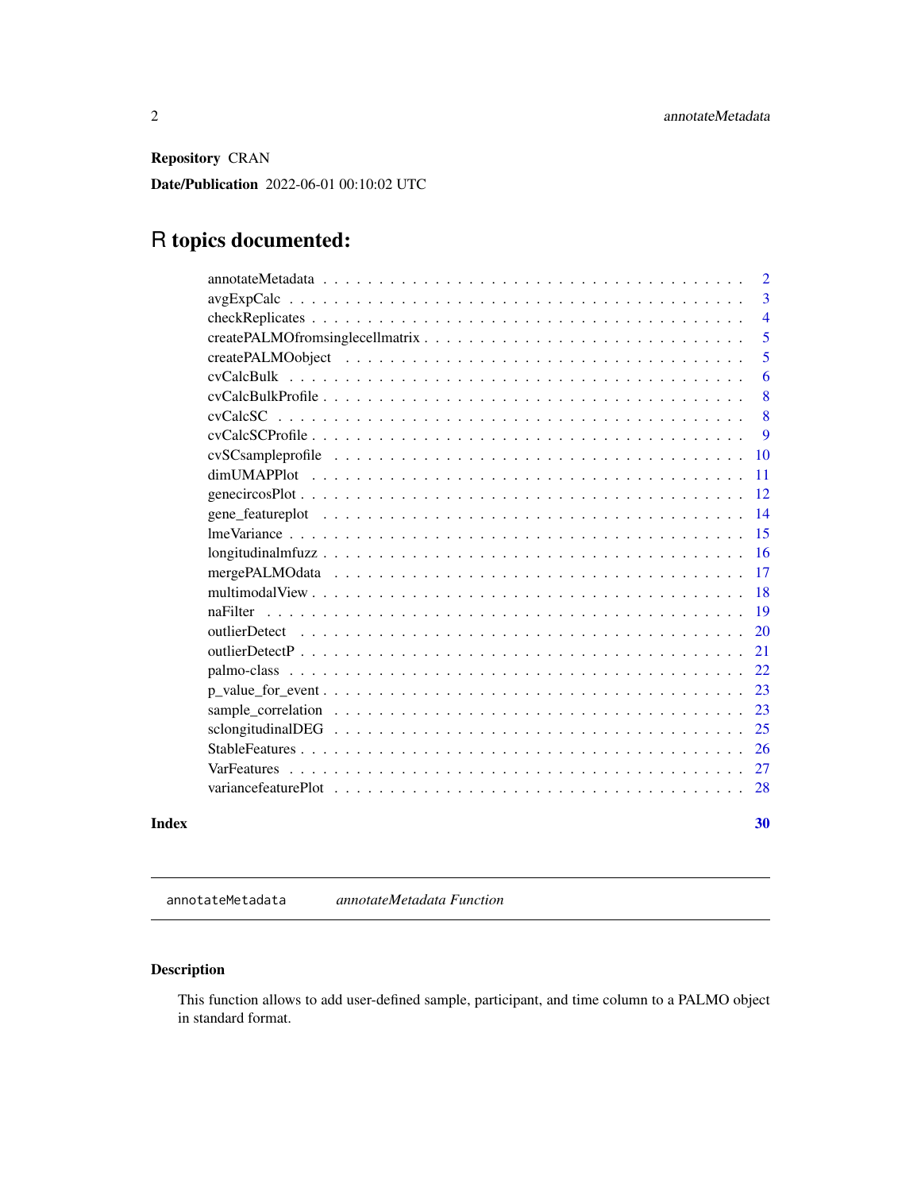**Repository** CRAN

**Date/Publication** 2022-06-01 00:10:02 UTC

# R topics documented:

| | |
|---|---|
| annotateMetadata | 2 |
| avgExpCalc | 3 |
| checkReplicates | 4 |
| createPALMOfromsinglecellmatrix | 5 |
| createPALMOobject | 5 |
| cvCalcBulk | 6 |
| cvCalcBulkProfile | 8 |
| cvCalcSC | 8 |
| cvCalcSCProfile | 9 |
| cvSCsampleprofile | 10 |
| dimUMAPPlot | 11 |
| genecircosPlot | 12 |
| gene_featureplot | 14 |
| lmeVariance | 15 |
| longitudinalmfuzz | 16 |
| mergePALMOdata | 17 |
| multimodalView | 18 |
| naFilter | 19 |
| outlierDetect | 20 |
| outlierDetectP | 21 |
| palmo-class | 22 |
| p_value_for_event | 23 |
| sample_correlation | 23 |
| sclongitudinalDEG | 25 |
| StableFeatures | 26 |
| VarFeatures | 27 |
| variancefeaturePlot | 28 |
| **Index** | **30** |

---

`annotateMetadata` *annotateMetadata Function*

---

## Description

This function allows to add user-defined sample, participant, and time column to a PALMO object in standard format.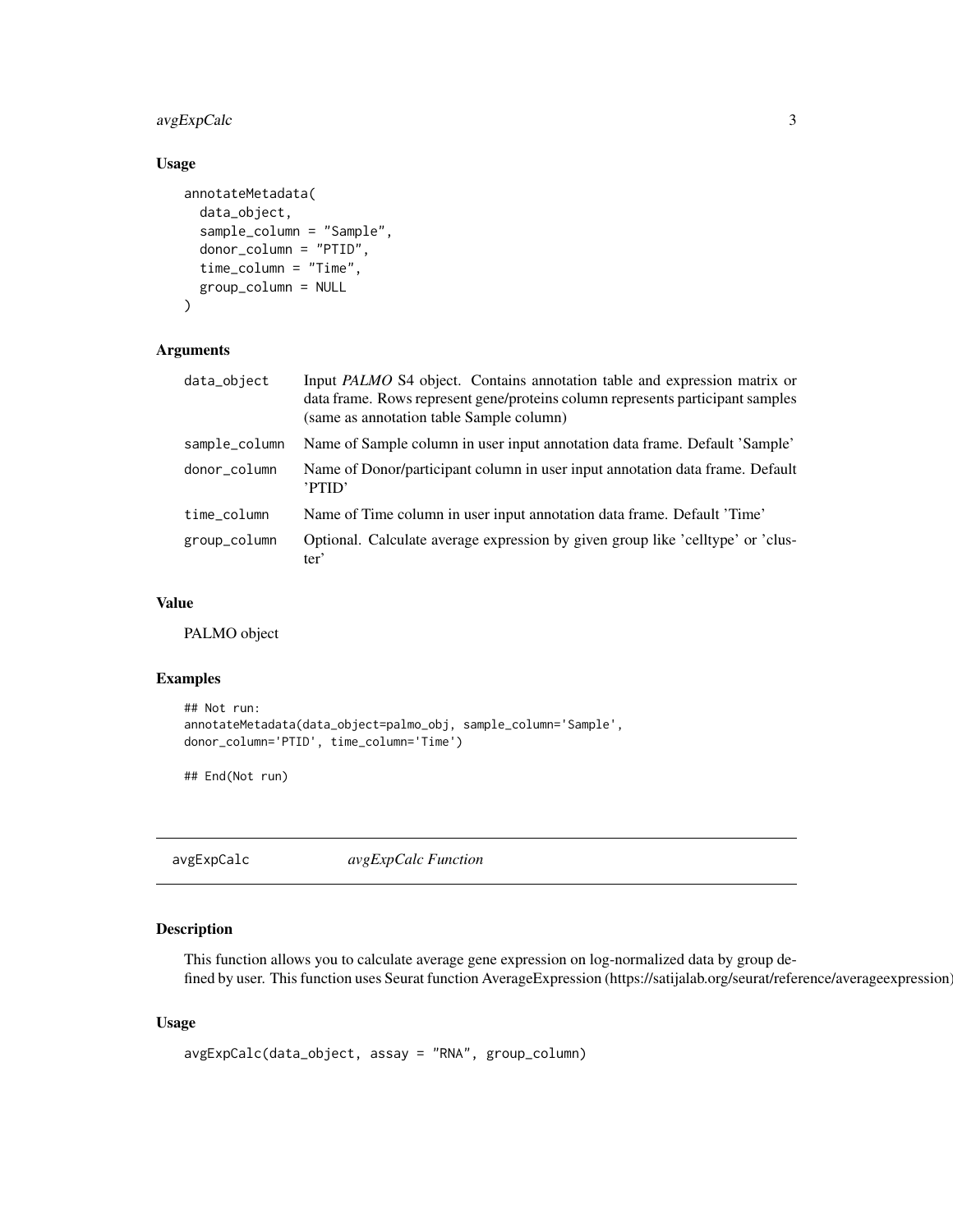## Usage

```
annotateMetadata(
  data_object,
  sample_column = "Sample",
  donor_column = "PTID",
  time_column = "Time",
  group_column = NULL
)
```

## Arguments

| | |
|---|---|
| data_object | Input *PALMO* S4 object. Contains annotation table and expression matrix or data frame. Rows represent gene/proteins column represents participant samples (same as annotation table Sample column) |
| sample_column | Name of Sample column in user input annotation data frame. Default 'Sample' |
| donor_column | Name of Donor/participant column in user input annotation data frame. Default 'PTID' |
| time_column | Name of Time column in user input annotation data frame. Default 'Time' |
| group_column | Optional. Calculate average expression by given group like 'celltype' or 'cluster' |

## Value

PALMO object

## Examples

```
## Not run:
annotateMetadata(data_object=palmo_obj, sample_column='Sample',
donor_column='PTID', time_column='Time')

## End(Not run)
```

---

# avgExpCalc *avgExpCalc Function*

## Description

This function allows you to calculate average gene expression on log-normalized data by group defined by user. This function uses Seurat function AverageExpression (https://satijalab.org/seurat/reference/averageexpression)

## Usage

```
avgExpCalc(data_object, assay = "RNA", group_column)
```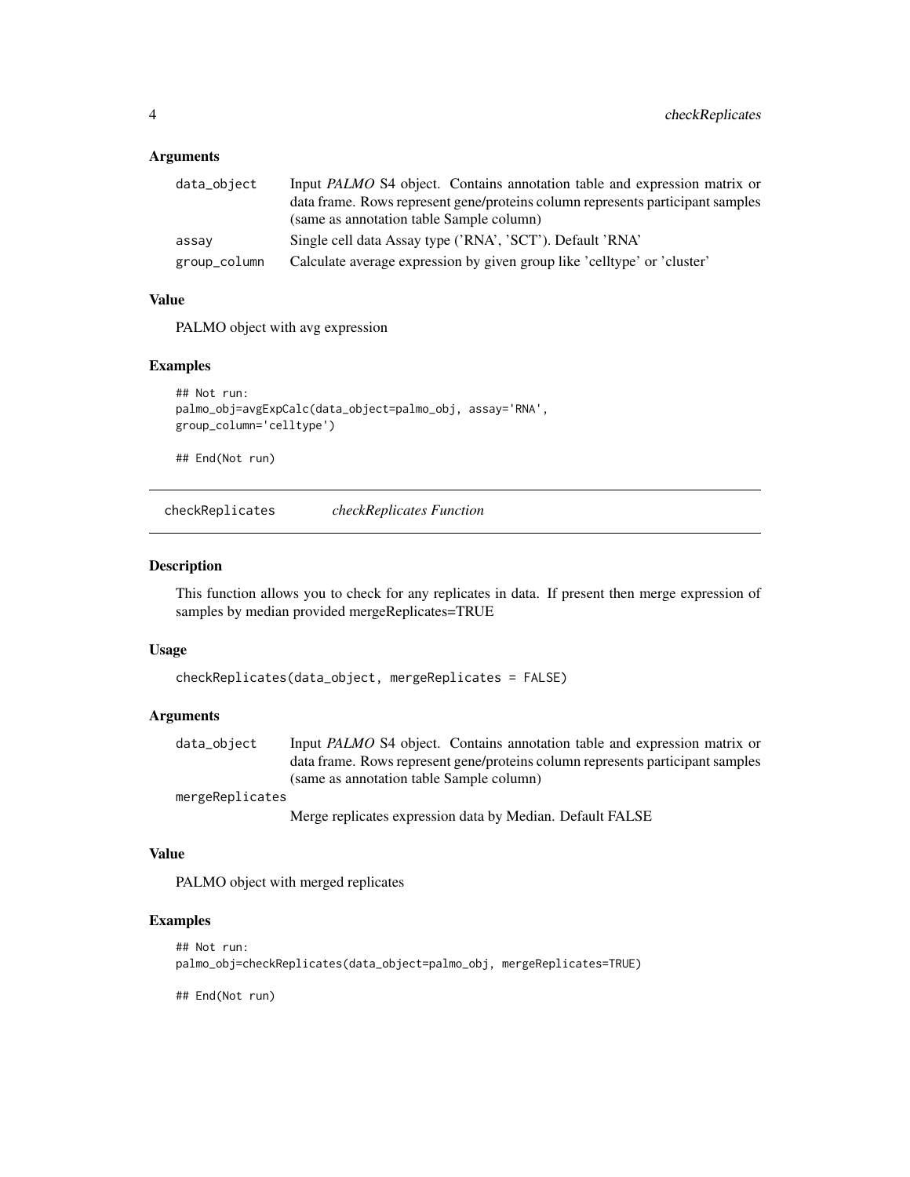### Arguments

| | |
|---|---|
| `data_object` | Input *PALMO* S4 object. Contains annotation table and expression matrix or data frame. Rows represent gene/proteins column represents participant samples (same as annotation table Sample column) |
| `assay` | Single cell data Assay type ('RNA', 'SCT'). Default 'RNA' |
| `group_column` | Calculate average expression by given group like 'celltype' or 'cluster' |

### Value

PALMO object with avg expression

### Examples

```
## Not run:
palmo_obj=avgExpCalc(data_object=palmo_obj, assay='RNA',
group_column='celltype')

## End(Not run)
```

---

## checkReplicates — *checkReplicates Function*

---

### Description

This function allows you to check for any replicates in data. If present then merge expression of samples by median provided mergeReplicates=TRUE

### Usage

```
checkReplicates(data_object, mergeReplicates = FALSE)
```

### Arguments

| | |
|---|---|
| `data_object` | Input *PALMO* S4 object. Contains annotation table and expression matrix or data frame. Rows represent gene/proteins column represents participant samples (same as annotation table Sample column) |
| `mergeReplicates` | Merge replicates expression data by Median. Default FALSE |

### Value

PALMO object with merged replicates

### Examples

```
## Not run:
palmo_obj=checkReplicates(data_object=palmo_obj, mergeReplicates=TRUE)

## End(Not run)
```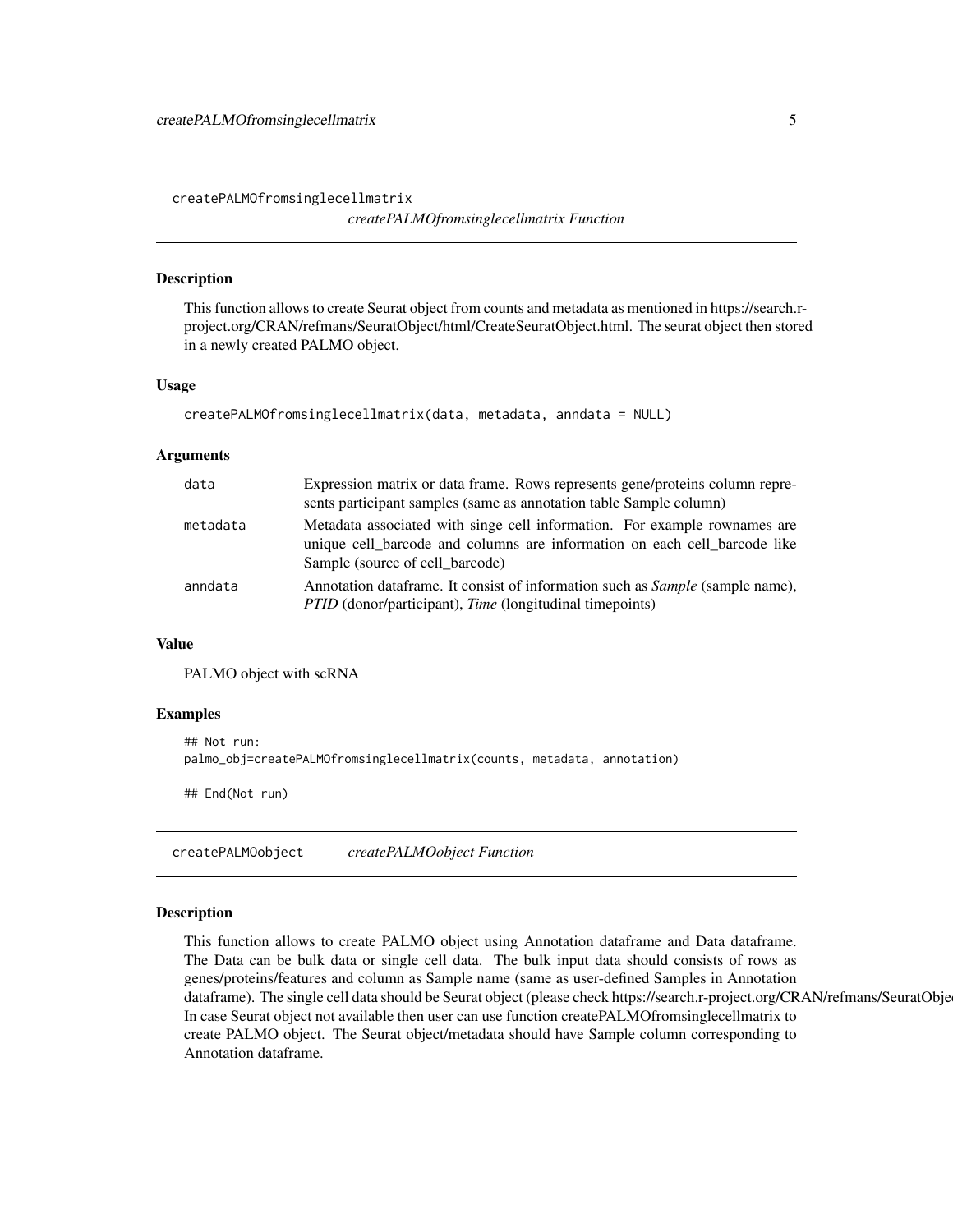## createPALMOfromsinglecellmatrix

*createPALMOfromsinglecellmatrix Function*

### Description

This function allows to create Seurat object from counts and metadata as mentioned in https://search.r-project.org/CRAN/refmans/SeuratObject/html/CreateSeuratObject.html. The seurat object then stored in a newly created PALMO object.

### Usage

```
createPALMOfromsinglecellmatrix(data, metadata, anndata = NULL)
```

### Arguments

| | |
|---|---|
| data | Expression matrix or data frame. Rows represents gene/proteins column represents participant samples (same as annotation table Sample column) |
| metadata | Metadata associated with singe cell information. For example rownames are unique cell_barcode and columns are information on each cell_barcode like Sample (source of cell_barcode) |
| anndata | Annotation dataframe. It consist of information such as *Sample* (sample name), *PTID* (donor/participant), *Time* (longitudinal timepoints) |

### Value

PALMO object with scRNA

### Examples

```
## Not run:
palmo_obj=createPALMOfromsinglecellmatrix(counts, metadata, annotation)

## End(Not run)
```

## createPALMOobject

*createPALMOobject Function*

### Description

This function allows to create PALMO object using Annotation dataframe and Data dataframe. The Data can be bulk data or single cell data. The bulk input data should consists of rows as genes/proteins/features and column as Sample name (same as user-defined Samples in Annotation dataframe). The single cell data should be Seurat object (please check https://search.r-project.org/CRAN/refmans/SeuratObje In case Seurat object not available then user can use function createPALMOfromsinglecellmatrix to create PALMO object. The Seurat object/metadata should have Sample column corresponding to Annotation dataframe.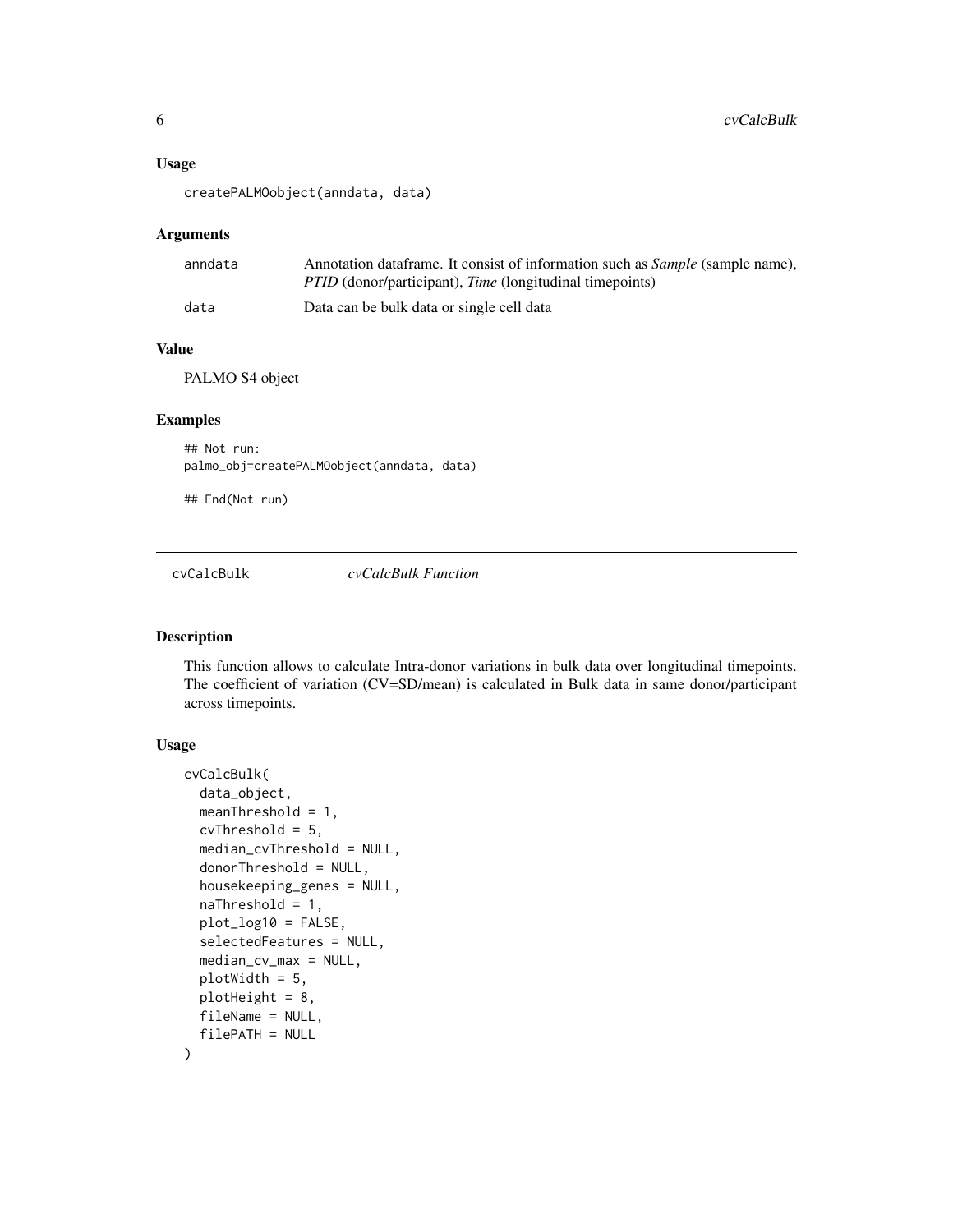### Usage

```
createPALMOobject(anndata, data)
```

### Arguments

| | |
|---|---|
| anndata | Annotation dataframe. It consist of information such as *Sample* (sample name), *PTID* (donor/participant), *Time* (longitudinal timepoints) |
| data | Data can be bulk data or single cell data |

### Value

PALMO S4 object

### Examples

```
## Not run:
palmo_obj=createPALMOobject(anndata, data)

## End(Not run)
```

---

## cvCalcBulk *cvCalcBulk Function*

### Description

This function allows to calculate Intra-donor variations in bulk data over longitudinal timepoints. The coefficient of variation (CV=SD/mean) is calculated in Bulk data in same donor/participant across timepoints.

### Usage

```
cvCalcBulk(
  data_object,
  meanThreshold = 1,
  cvThreshold = 5,
  median_cvThreshold = NULL,
  donorThreshold = NULL,
  housekeeping_genes = NULL,
  naThreshold = 1,
  plot_log10 = FALSE,
  selectedFeatures = NULL,
  median_cv_max = NULL,
  plotWidth = 5,
  plotHeight = 8,
  fileName = NULL,
  filePATH = NULL
)
```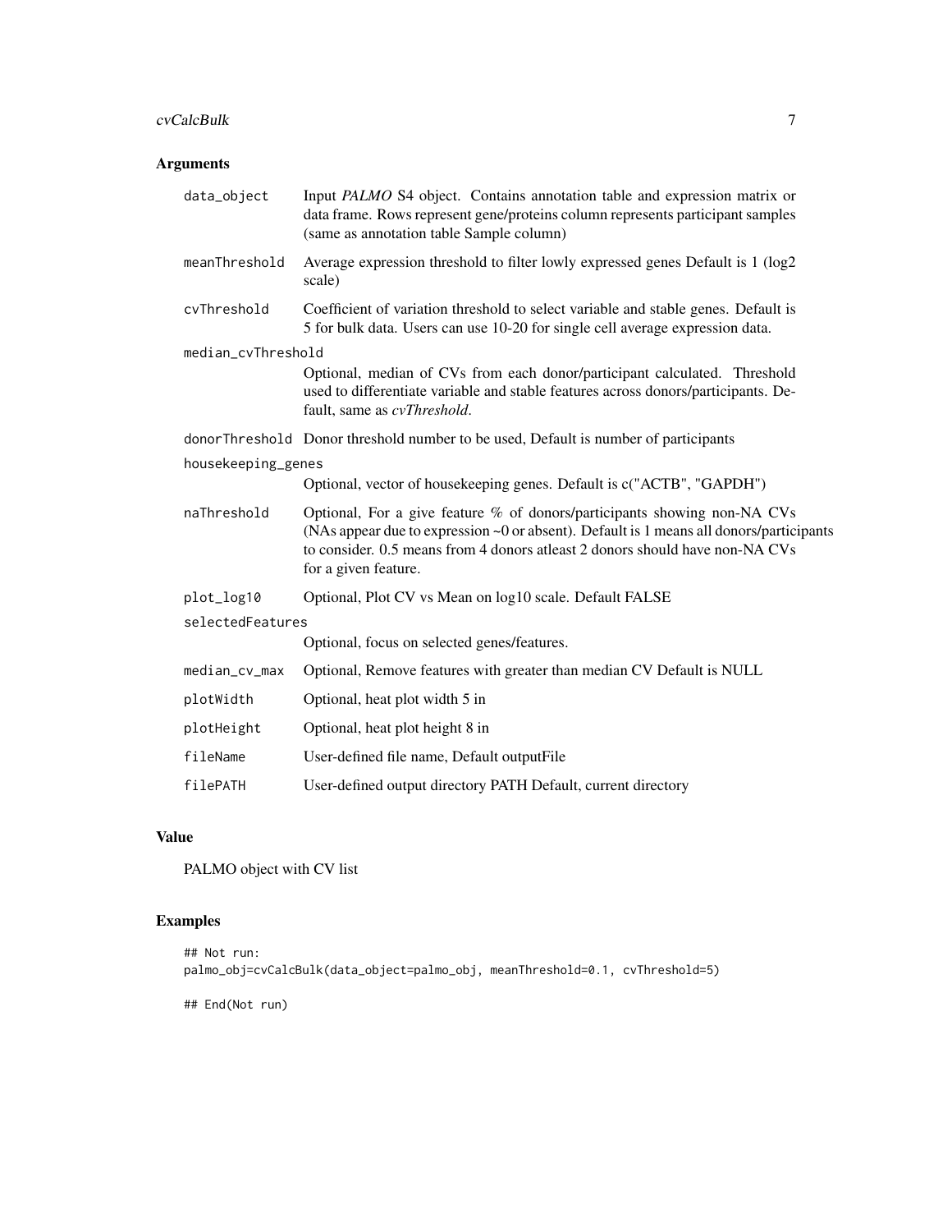## Arguments

- **data_object** — Input *PALMO* S4 object. Contains annotation table and expression matrix or data frame. Rows represent gene/proteins column represents participant samples (same as annotation table Sample column)
- **meanThreshold** — Average expression threshold to filter lowly expressed genes Default is 1 (log2 scale)
- **cvThreshold** — Coefficient of variation threshold to select variable and stable genes. Default is 5 for bulk data. Users can use 10-20 for single cell average expression data.
- **median_cvThreshold** — Optional, median of CVs from each donor/participant calculated. Threshold used to differentiate variable and stable features across donors/participants. Default, same as *cvThreshold*.
- **donorThreshold** — Donor threshold number to be used, Default is number of participants
- **housekeeping_genes** — Optional, vector of housekeeping genes. Default is c("ACTB", "GAPDH")
- **naThreshold** — Optional, For a give feature % of donors/participants showing non-NA CVs (NAs appear due to expression ~0 or absent). Default is 1 means all donors/participants to consider. 0.5 means from 4 donors atleast 2 donors should have non-NA CVs for a given feature.
- **plot_log10** — Optional, Plot CV vs Mean on log10 scale. Default FALSE
- **selectedFeatures** — Optional, focus on selected genes/features.
- **median_cv_max** — Optional, Remove features with greater than median CV Default is NULL
- **plotWidth** — Optional, heat plot width 5 in
- **plotHeight** — Optional, heat plot height 8 in
- **fileName** — User-defined file name, Default outputFile
- **filePATH** — User-defined output directory PATH Default, current directory

## Value

PALMO object with CV list

## Examples

```
## Not run:
palmo_obj=cvCalcBulk(data_object=palmo_obj, meanThreshold=0.1, cvThreshold=5)

## End(Not run)
```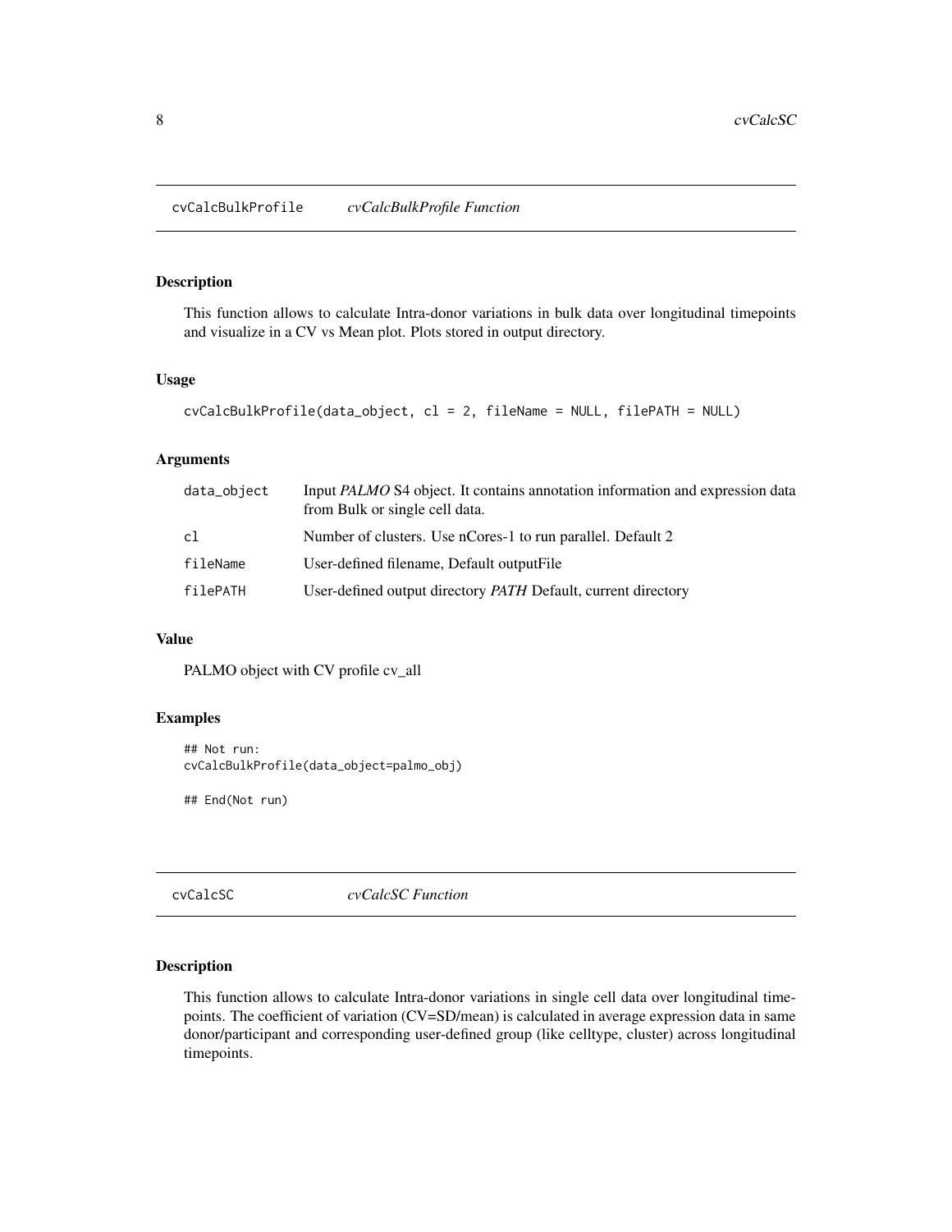## cvCalcBulkProfile *cvCalcBulkProfile Function*

### Description

This function allows to calculate Intra-donor variations in bulk data over longitudinal timepoints and visualize in a CV vs Mean plot. Plots stored in output directory.

### Usage

```
cvCalcBulkProfile(data_object, cl = 2, fileName = NULL, filePATH = NULL)
```

### Arguments

| | |
|---|---|
| data_object | Input *PALMO* S4 object. It contains annotation information and expression data from Bulk or single cell data. |
| cl | Number of clusters. Use nCores-1 to run parallel. Default 2 |
| fileName | User-defined filename, Default outputFile |
| filePATH | User-defined output directory *PATH* Default, current directory |

### Value

PALMO object with CV profile cv_all

### Examples

```
## Not run:
cvCalcBulkProfile(data_object=palmo_obj)

## End(Not run)
```

## cvCalcSC *cvCalcSC Function*

### Description

This function allows to calculate Intra-donor variations in single cell data over longitudinal timepoints. The coefficient of variation (CV=SD/mean) is calculated in average expression data in same donor/participant and corresponding user-defined group (like celltype, cluster) across longitudinal timepoints.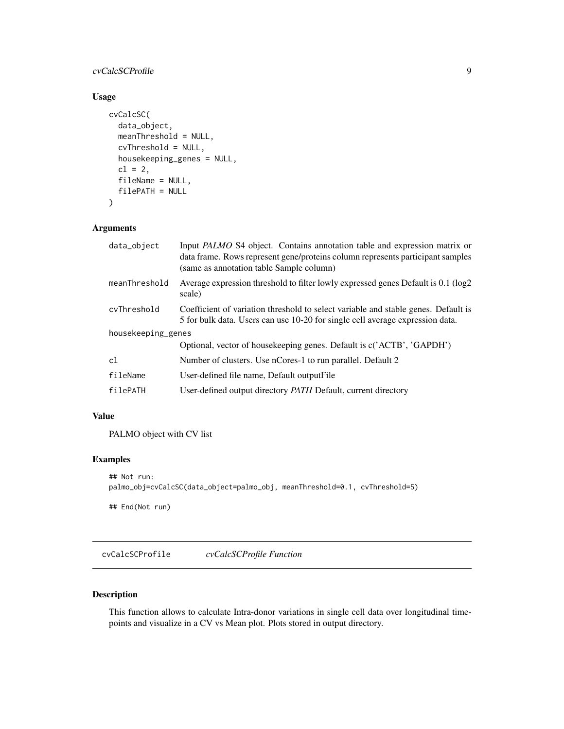### Usage

```
cvCalcSC(
  data_object,
  meanThreshold = NULL,
  cvThreshold = NULL,
  housekeeping_genes = NULL,
  cl = 2,
  fileName = NULL,
  filePATH = NULL
)
```

### Arguments

| | |
|---|---|
| `data_object` | Input *PALMO* S4 object. Contains annotation table and expression matrix or data frame. Rows represent gene/proteins column represents participant samples (same as annotation table Sample column) |
| `meanThreshold` | Average expression threshold to filter lowly expressed genes Default is 0.1 (log2 scale) |
| `cvThreshold` | Coefficient of variation threshold to select variable and stable genes. Default is 5 for bulk data. Users can use 10-20 for single cell average expression data. |
| `housekeeping_genes` | Optional, vector of housekeeping genes. Default is c('ACTB', 'GAPDH') |
| `cl` | Number of clusters. Use nCores-1 to run parallel. Default 2 |
| `fileName` | User-defined file name, Default outputFile |
| `filePATH` | User-defined output directory *PATH* Default, current directory |

### Value

PALMO object with CV list

### Examples

```
## Not run:
palmo_obj=cvCalcSC(data_object=palmo_obj, meanThreshold=0.1, cvThreshold=5)

## End(Not run)
```

---

## cvCalcSCProfile *cvCalcSCProfile Function*

### Description

This function allows to calculate Intra-donor variations in single cell data over longitudinal timepoints and visualize in a CV vs Mean plot. Plots stored in output directory.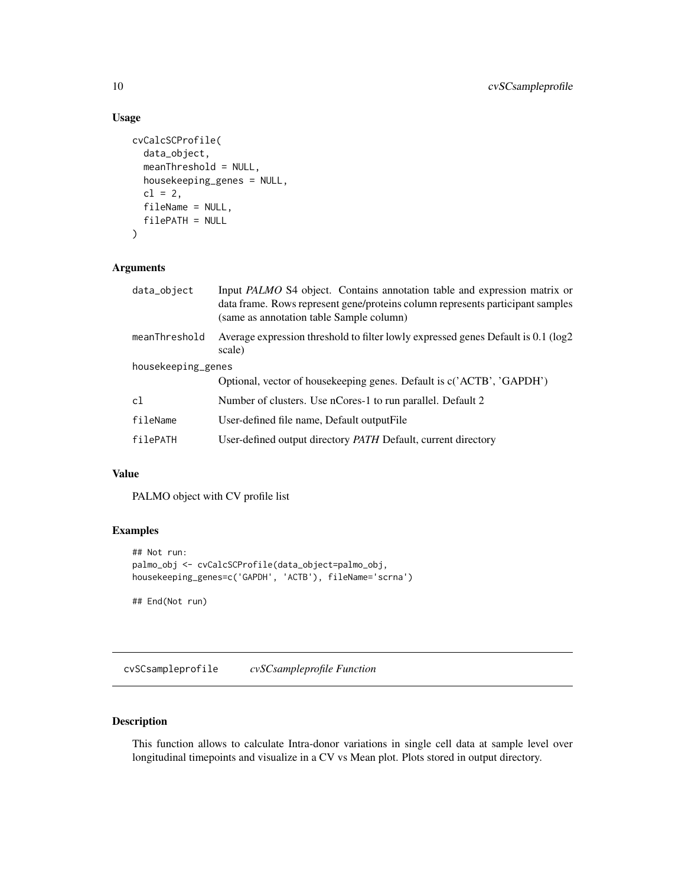### Usage

```
cvCalcSCProfile(
  data_object,
  meanThreshold = NULL,
  housekeeping_genes = NULL,
  cl = 2,
  fileName = NULL,
  filePATH = NULL
)
```

### Arguments

| | |
|---|---|
| data_object | Input *PALMO* S4 object. Contains annotation table and expression matrix or data frame. Rows represent gene/proteins column represents participant samples (same as annotation table Sample column) |
| meanThreshold | Average expression threshold to filter lowly expressed genes Default is 0.1 (log2 scale) |
| housekeeping_genes | Optional, vector of housekeeping genes. Default is c('ACTB', 'GAPDH') |
| cl | Number of clusters. Use nCores-1 to run parallel. Default 2 |
| fileName | User-defined file name, Default outputFile |
| filePATH | User-defined output directory *PATH* Default, current directory |

### Value

PALMO object with CV profile list

### Examples

```
## Not run:
palmo_obj <- cvCalcSCProfile(data_object=palmo_obj,
housekeeping_genes=c('GAPDH', 'ACTB'), fileName='scrna')

## End(Not run)
```

## cvSCsampleprofile    *cvSCsampleprofile Function*

### Description

This function allows to calculate Intra-donor variations in single cell data at sample level over longitudinal timepoints and visualize in a CV vs Mean plot. Plots stored in output directory.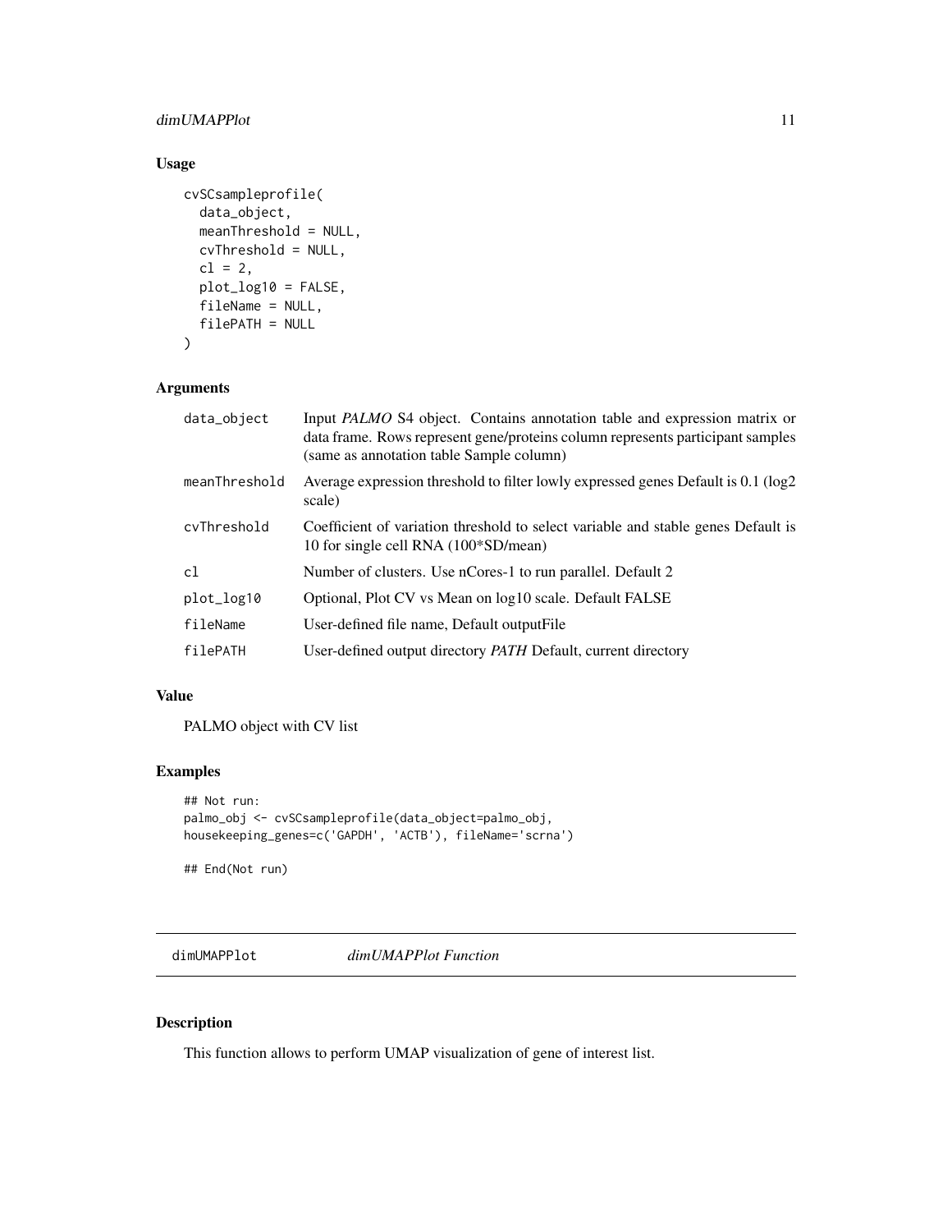## Usage

```
cvSCsampleprofile(
  data_object,
  meanThreshold = NULL,
  cvThreshold = NULL,
  cl = 2,
  plot_log10 = FALSE,
  fileName = NULL,
  filePATH = NULL
)
```

## Arguments

| | |
|---|---|
| `data_object` | Input *PALMO* S4 object. Contains annotation table and expression matrix or data frame. Rows represent gene/proteins column represents participant samples (same as annotation table Sample column) |
| `meanThreshold` | Average expression threshold to filter lowly expressed genes Default is 0.1 (log2 scale) |
| `cvThreshold` | Coefficient of variation threshold to select variable and stable genes Default is 10 for single cell RNA (100*SD/mean) |
| `cl` | Number of clusters. Use nCores-1 to run parallel. Default 2 |
| `plot_log10` | Optional, Plot CV vs Mean on log10 scale. Default FALSE |
| `fileName` | User-defined file name, Default outputFile |
| `filePATH` | User-defined output directory *PATH* Default, current directory |

## Value

PALMO object with CV list

## Examples

```
## Not run:
palmo_obj <- cvSCsampleprofile(data_object=palmo_obj,
housekeeping_genes=c('GAPDH', 'ACTB'), fileName='scrna')

## End(Not run)
```

---

# dimUMAPPlot *dimUMAPPlot Function*

## Description

This function allows to perform UMAP visualization of gene of interest list.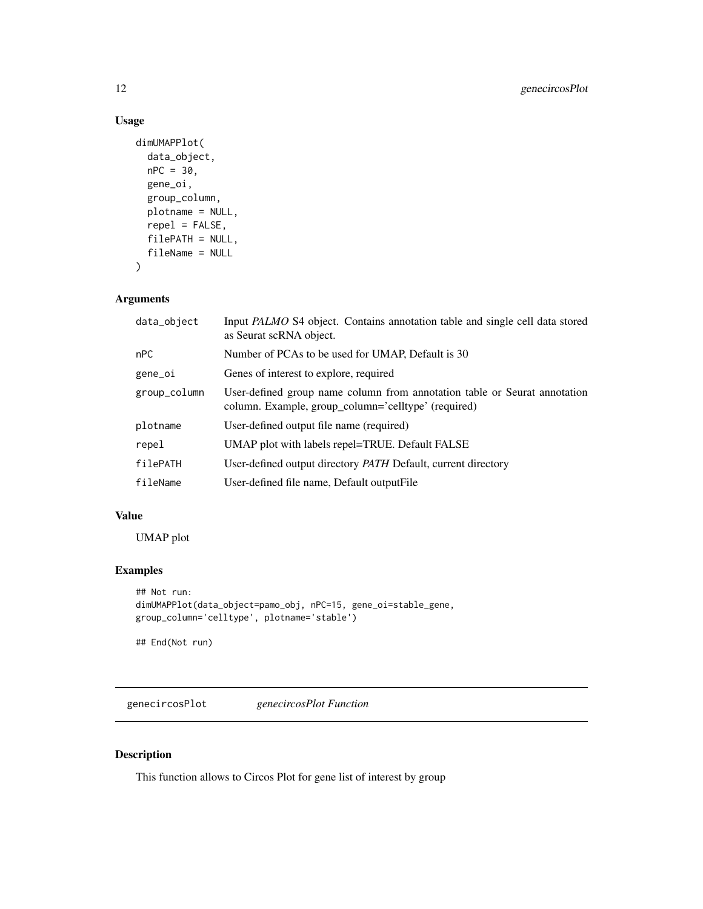### Usage

```
dimUMAPPlot(
  data_object,
  nPC = 30,
  gene_oi,
  group_column,
  plotname = NULL,
  repel = FALSE,
  filePATH = NULL,
  fileName = NULL
)
```

### Arguments

| | |
|---|---|
| data_object | Input *PALMO* S4 object. Contains annotation table and single cell data stored as Seurat scRNA object. |
| nPC | Number of PCAs to be used for UMAP, Default is 30 |
| gene_oi | Genes of interest to explore, required |
| group_column | User-defined group name column from annotation table or Seurat annotation column. Example, group_column='celltype' (required) |
| plotname | User-defined output file name (required) |
| repel | UMAP plot with labels repel=TRUE. Default FALSE |
| filePATH | User-defined output directory *PATH* Default, current directory |
| fileName | User-defined file name, Default outputFile |

### Value

UMAP plot

### Examples

```
## Not run:
dimUMAPPlot(data_object=pamo_obj, nPC=15, gene_oi=stable_gene,
group_column='celltype', plotname='stable')

## End(Not run)
```

---

## genecircosPlot *genecircosPlot Function*

### Description

This function allows to Circos Plot for gene list of interest by group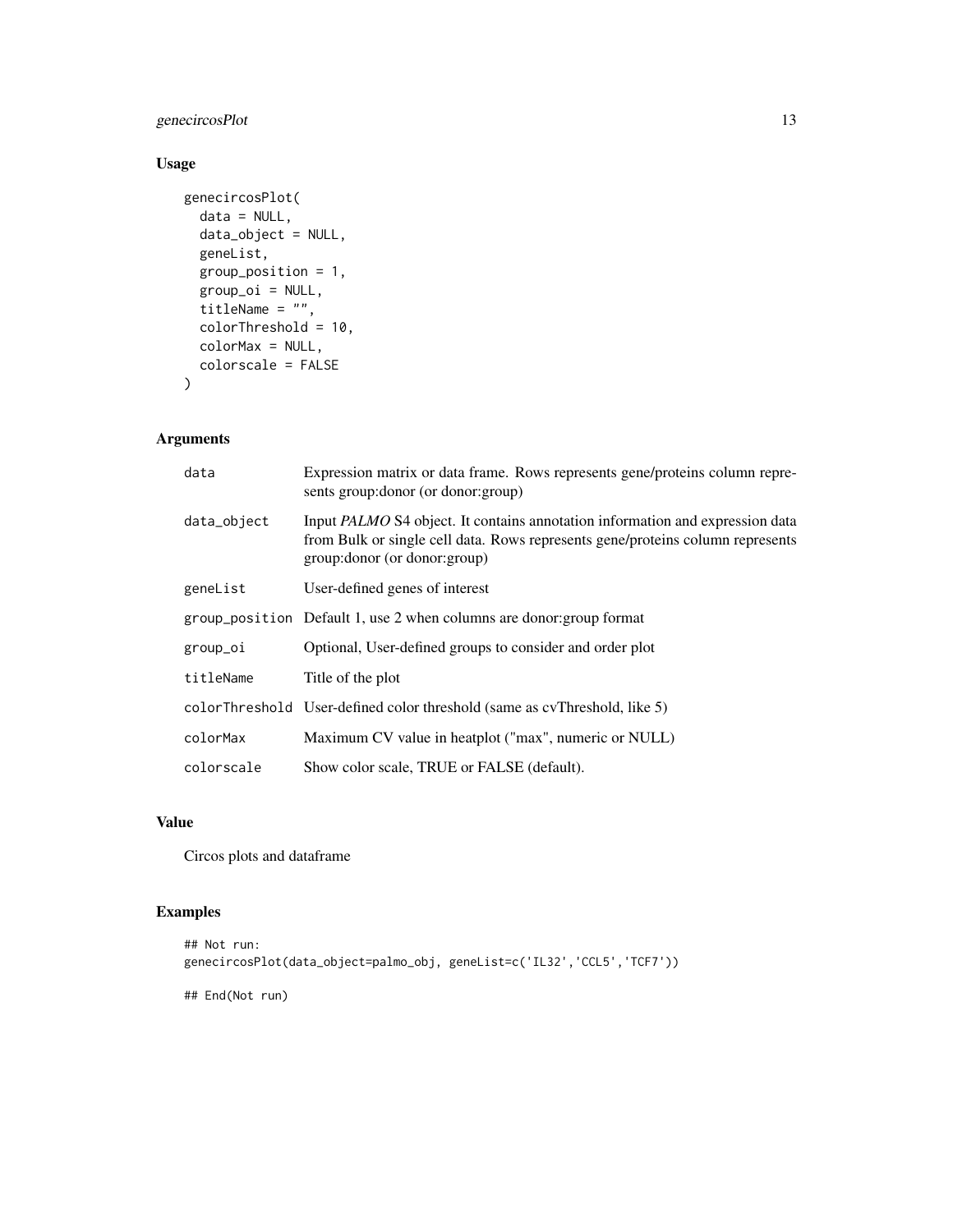## Usage

```
genecircosPlot(
  data = NULL,
  data_object = NULL,
  geneList,
  group_position = 1,
  group_oi = NULL,
  titleName = "",
  colorThreshold = 10,
  colorMax = NULL,
  colorscale = FALSE
)
```

## Arguments

| Argument | Description |
|---|---|
| data | Expression matrix or data frame. Rows represents gene/proteins column represents group:donor (or donor:group) |
| data_object | Input *PALMO* S4 object. It contains annotation information and expression data from Bulk or single cell data. Rows represents gene/proteins column represents group:donor (or donor:group) |
| geneList | User-defined genes of interest |
| group_position | Default 1, use 2 when columns are donor:group format |
| group_oi | Optional, User-defined groups to consider and order plot |
| titleName | Title of the plot |
| colorThreshold | User-defined color threshold (same as cvThreshold, like 5) |
| colorMax | Maximum CV value in heatplot ("max", numeric or NULL) |
| colorscale | Show color scale, TRUE or FALSE (default). |

## Value

Circos plots and dataframe

## Examples

```
## Not run:
genecircosPlot(data_object=palmo_obj, geneList=c('IL32','CCL5','TCF7'))

## End(Not run)
```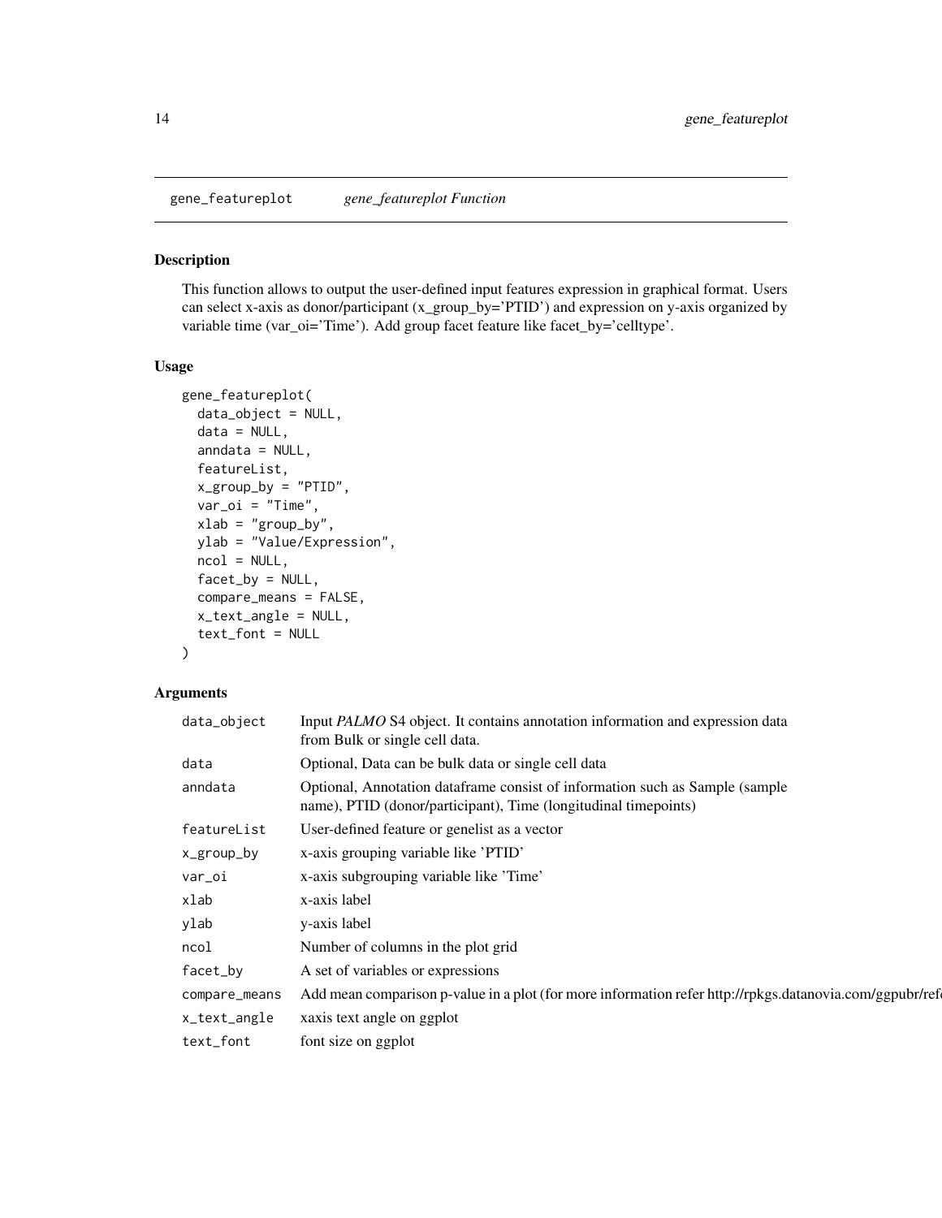gene_featureplot *gene_featureplot Function*

## Description

This function allows to output the user-defined input features expression in graphical format. Users can select x-axis as donor/participant (x_group_by='PTID') and expression on y-axis organized by variable time (var_oi='Time'). Add group facet feature like facet_by='celltype'.

## Usage

```
gene_featureplot(
  data_object = NULL,
  data = NULL,
  anndata = NULL,
  featureList,
  x_group_by = "PTID",
  var_oi = "Time",
  xlab = "group_by",
  ylab = "Value/Expression",
  ncol = NULL,
  facet_by = NULL,
  compare_means = FALSE,
  x_text_angle = NULL,
  text_font = NULL
)
```

## Arguments

| | |
|---|---|
| data_object | Input *PALMO* S4 object. It contains annotation information and expression data from Bulk or single cell data. |
| data | Optional, Data can be bulk data or single cell data |
| anndata | Optional, Annotation dataframe consist of information such as Sample (sample name), PTID (donor/participant), Time (longitudinal timepoints) |
| featureList | User-defined feature or genelist as a vector |
| x_group_by | x-axis grouping variable like 'PTID' |
| var_oi | x-axis subgrouping variable like 'Time' |
| xlab | x-axis label |
| ylab | y-axis label |
| ncol | Number of columns in the plot grid |
| facet_by | A set of variables or expressions |
| compare_means | Add mean comparison p-value in a plot (for more information refer http://rpkgs.datanovia.com/ggpubr/ref |
| x_text_angle | xaxis text angle on ggplot |
| text_font | font size on ggplot |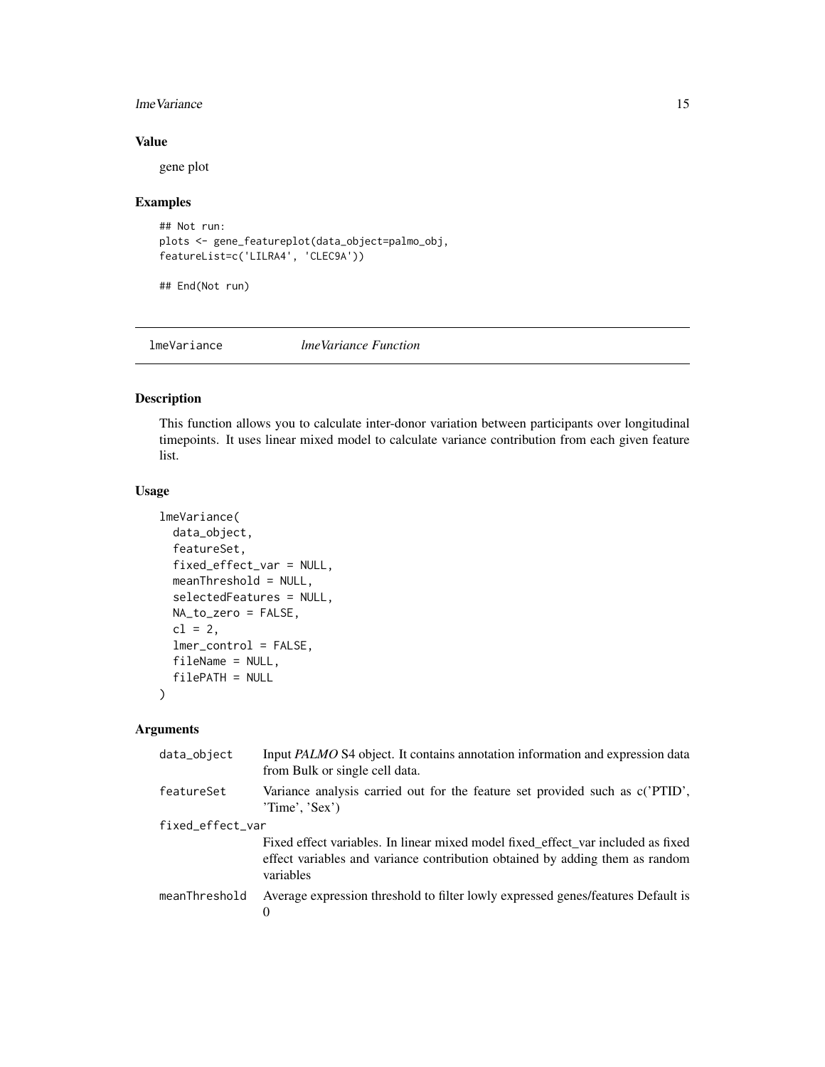## Value

gene plot

## Examples

```
## Not run:
plots <- gene_featureplot(data_object=palmo_obj,
featureList=c('LILRA4', 'CLEC9A'))

## End(Not run)
```

---

lmeVariance *lmeVariance Function*

---

## Description

This function allows you to calculate inter-donor variation between participants over longitudinal timepoints. It uses linear mixed model to calculate variance contribution from each given feature list.

## Usage

```
lmeVariance(
  data_object,
  featureSet,
  fixed_effect_var = NULL,
  meanThreshold = NULL,
  selectedFeatures = NULL,
  NA_to_zero = FALSE,
  cl = 2,
  lmer_control = FALSE,
  fileName = NULL,
  filePATH = NULL
)
```

## Arguments

| | |
|---|---|
| data_object | Input *PALMO* S4 object. It contains annotation information and expression data from Bulk or single cell data. |
| featureSet | Variance analysis carried out for the feature set provided such as c('PTID', 'Time', 'Sex') |
| fixed_effect_var | Fixed effect variables. In linear mixed model fixed_effect_var included as fixed effect variables and variance contribution obtained by adding them as random variables |
| meanThreshold | Average expression threshold to filter lowly expressed genes/features Default is 0 |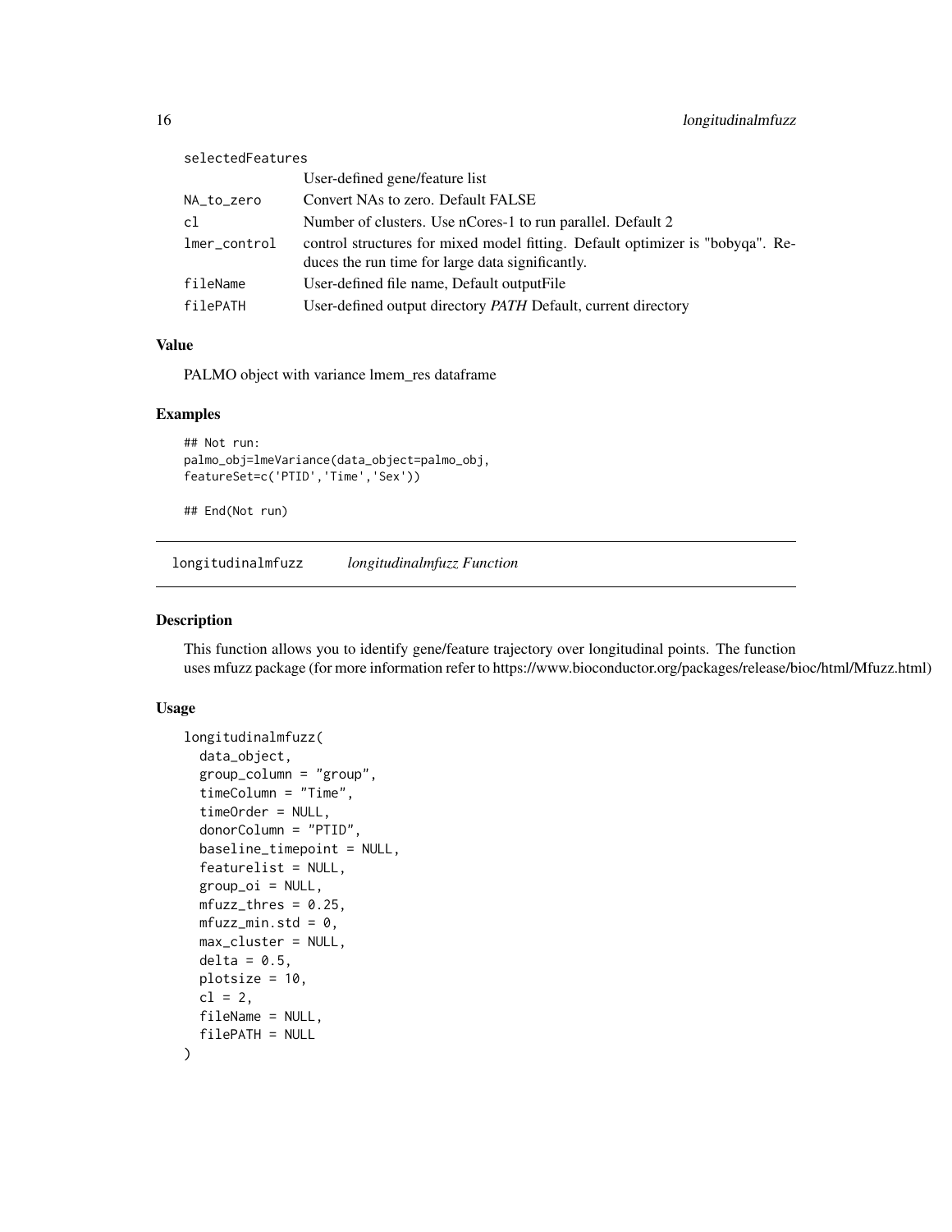| | |
|---|---|
| selectedFeatures | User-defined gene/feature list |
| NA_to_zero | Convert NAs to zero. Default FALSE |
| cl | Number of clusters. Use nCores-1 to run parallel. Default 2 |
| lmer_control | control structures for mixed model fitting. Default optimizer is "bobyqa". Reduces the run time for large data significantly. |
| fileName | User-defined file name, Default outputFile |
| filePATH | User-defined output directory *PATH* Default, current directory |

### Value

PALMO object with variance lmem_res dataframe

### Examples

```
## Not run:
palmo_obj=lmeVariance(data_object=palmo_obj,
featureSet=c('PTID','Time','Sex'))

## End(Not run)
```

---

## longitudinalmfuzz *longitudinalmfuzz Function*

---

### Description

This function allows you to identify gene/feature trajectory over longitudinal points. The function uses mfuzz package (for more information refer to https://www.bioconductor.org/packages/release/bioc/html/Mfuzz.html)

### Usage

```
longitudinalmfuzz(
  data_object,
  group_column = "group",
  timeColumn = "Time",
  timeOrder = NULL,
  donorColumn = "PTID",
  baseline_timepoint = NULL,
  featurelist = NULL,
  group_oi = NULL,
  mfuzz_thres = 0.25,
  mfuzz_min.std = 0,
  max_cluster = NULL,
  delta = 0.5,
  plotsize = 10,
  cl = 2,
  fileName = NULL,
  filePATH = NULL
)
```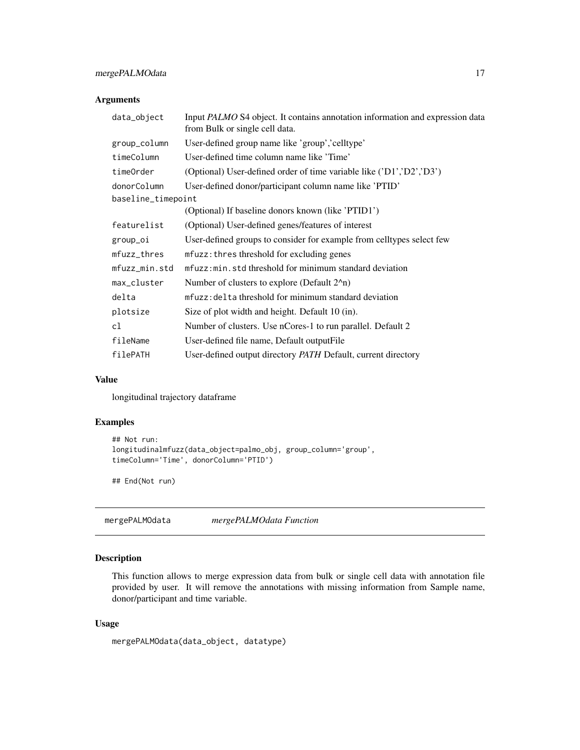## Arguments

| | |
|---|---|
| data_object | Input *PALMO* S4 object. It contains annotation information and expression data from Bulk or single cell data. |
| group_column | User-defined group name like 'group','celltype' |
| timeColumn | User-defined time column name like 'Time' |
| timeOrder | (Optional) User-defined order of time variable like ('D1','D2','D3') |
| donorColumn | User-defined donor/participant column name like 'PTID' |
| baseline_timepoint | (Optional) If baseline donors known (like 'PTID1') |
| featurelist | (Optional) User-defined genes/features of interest |
| group_oi | User-defined groups to consider for example from celltypes select few |
| mfuzz_thres | `mfuzz:thres` threshold for excluding genes |
| mfuzz_min.std | `mfuzz:min.std` threshold for minimum standard deviation |
| max_cluster | Number of clusters to explore (Default 2^n) |
| delta | `mfuzz:delta` threshold for minimum standard deviation |
| plotsize | Size of plot width and height. Default 10 (in). |
| cl | Number of clusters. Use nCores-1 to run parallel. Default 2 |
| fileName | User-defined file name, Default outputFile |
| filePATH | User-defined output directory *PATH* Default, current directory |

## Value

longitudinal trajectory dataframe

## Examples

```
## Not run:
longitudinalmfuzz(data_object=palmo_obj, group_column='group',
timeColumn='Time', donorColumn='PTID')

## End(Not run)
```

---

# mergePALMOdata    *mergePALMOdata Function*

## Description

This function allows to merge expression data from bulk or single cell data with annotation file provided by user. It will remove the annotations with missing information from Sample name, donor/participant and time variable.

## Usage

```
mergePALMOdata(data_object, datatype)
```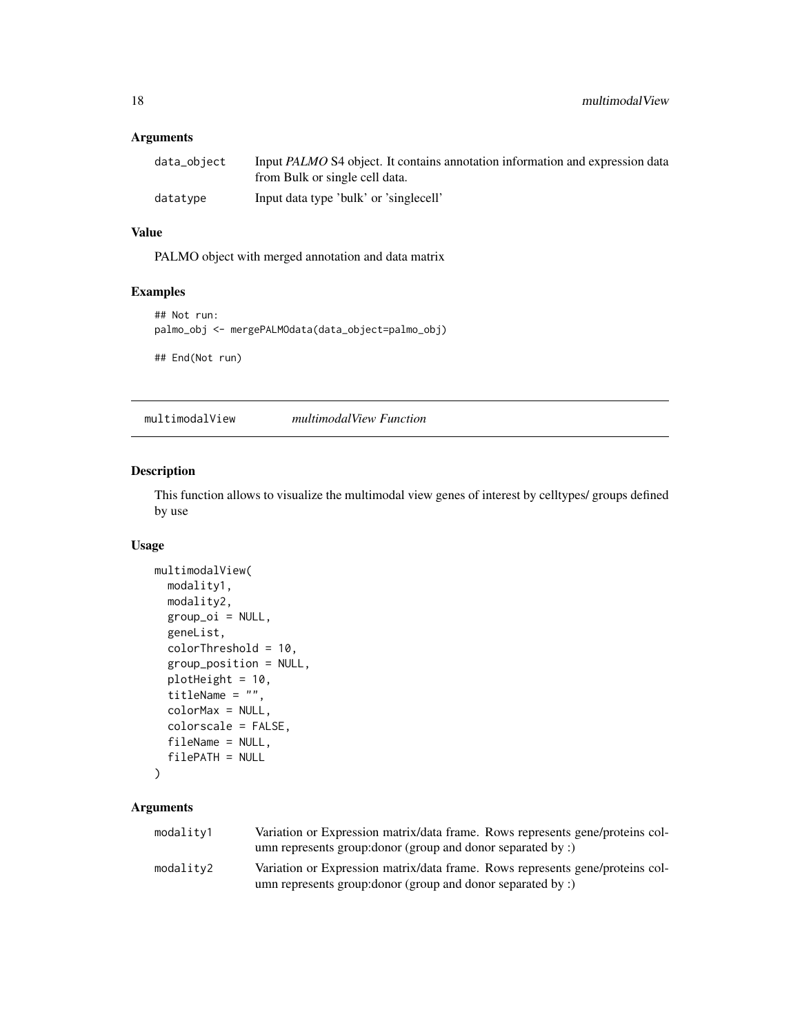### Arguments

| | |
|---|---|
| `data_object` | Input *PALMO* S4 object. It contains annotation information and expression data from Bulk or single cell data. |
| `datatype` | Input data type 'bulk' or 'singlecell' |

### Value

PALMO object with merged annotation and data matrix

### Examples

```
## Not run:
palmo_obj <- mergePALMOdata(data_object=palmo_obj)

## End(Not run)
```

---

## multimodalView — *multimodalView Function*

### Description

This function allows to visualize the multimodal view genes of interest by celltypes/ groups defined by use

### Usage

```
multimodalView(
  modality1,
  modality2,
  group_oi = NULL,
  geneList,
  colorThreshold = 10,
  group_position = NULL,
  plotHeight = 10,
  titleName = "",
  colorMax = NULL,
  colorscale = FALSE,
  fileName = NULL,
  filePATH = NULL
)
```

### Arguments

| | |
|---|---|
| `modality1` | Variation or Expression matrix/data frame. Rows represents gene/proteins column represents group:donor (group and donor separated by :) |
| `modality2` | Variation or Expression matrix/data frame. Rows represents gene/proteins column represents group:donor (group and donor separated by :) |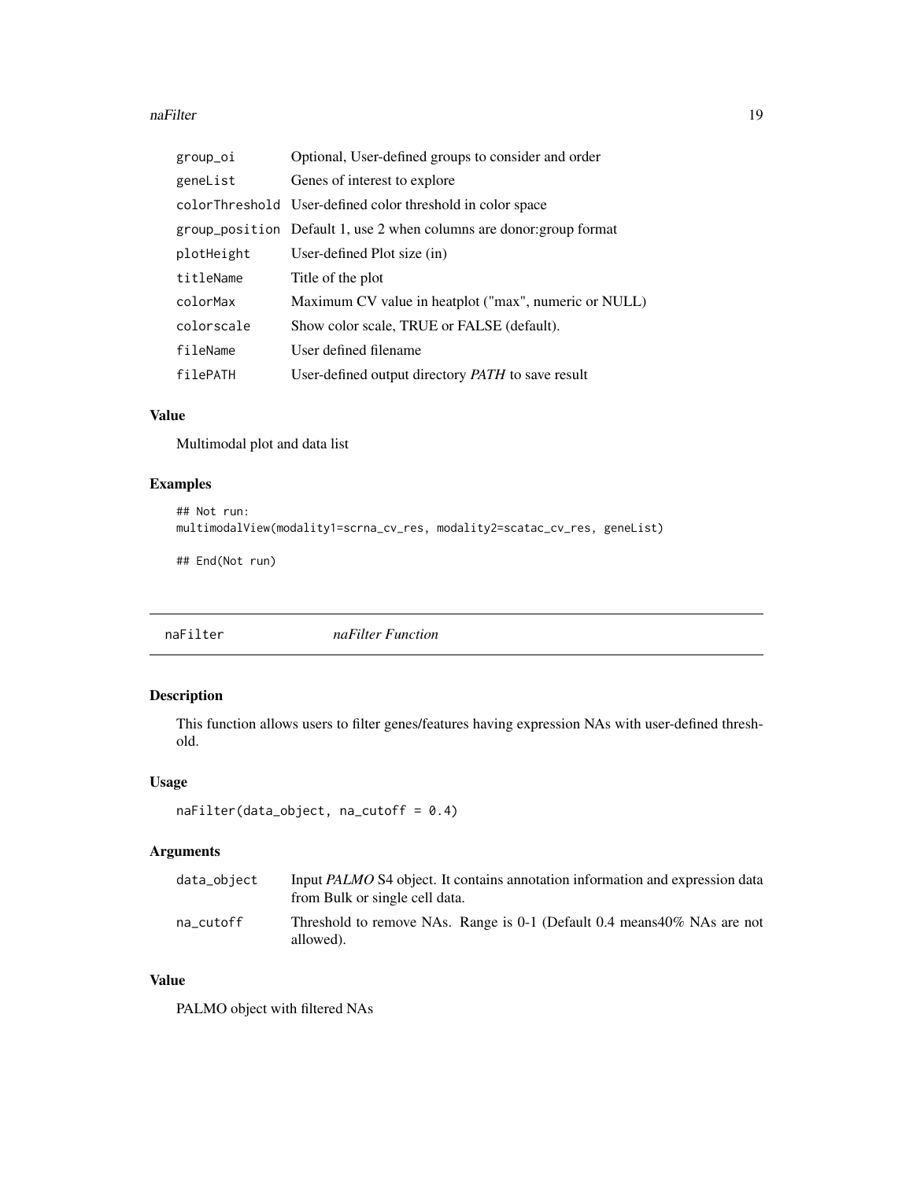| | |
|---|---|
| group_oi | Optional, User-defined groups to consider and order |
| geneList | Genes of interest to explore |
| colorThreshold | User-defined color threshold in color space |
| group_position | Default 1, use 2 when columns are donor:group format |
| plotHeight | User-defined Plot size (in) |
| titleName | Title of the plot |
| colorMax | Maximum CV value in heatplot ("max", numeric or NULL) |
| colorscale | Show color scale, TRUE or FALSE (default). |
| fileName | User defined filename |
| filePATH | User-defined output directory *PATH* to save result |

### Value

Multimodal plot and data list

### Examples

```
## Not run:
multimodalView(modality1=scrna_cv_res, modality2=scatac_cv_res, geneList)

## End(Not run)
```

## naFilter *naFilter Function*

### Description

This function allows users to filter genes/features having expression NAs with user-defined threshold.

### Usage

```
naFilter(data_object, na_cutoff = 0.4)
```

### Arguments

| | |
|---|---|
| data_object | Input *PALMO* S4 object. It contains annotation information and expression data from Bulk or single cell data. |
| na_cutoff | Threshold to remove NAs. Range is 0-1 (Default 0.4 means40% NAs are not allowed). |

### Value

PALMO object with filtered NAs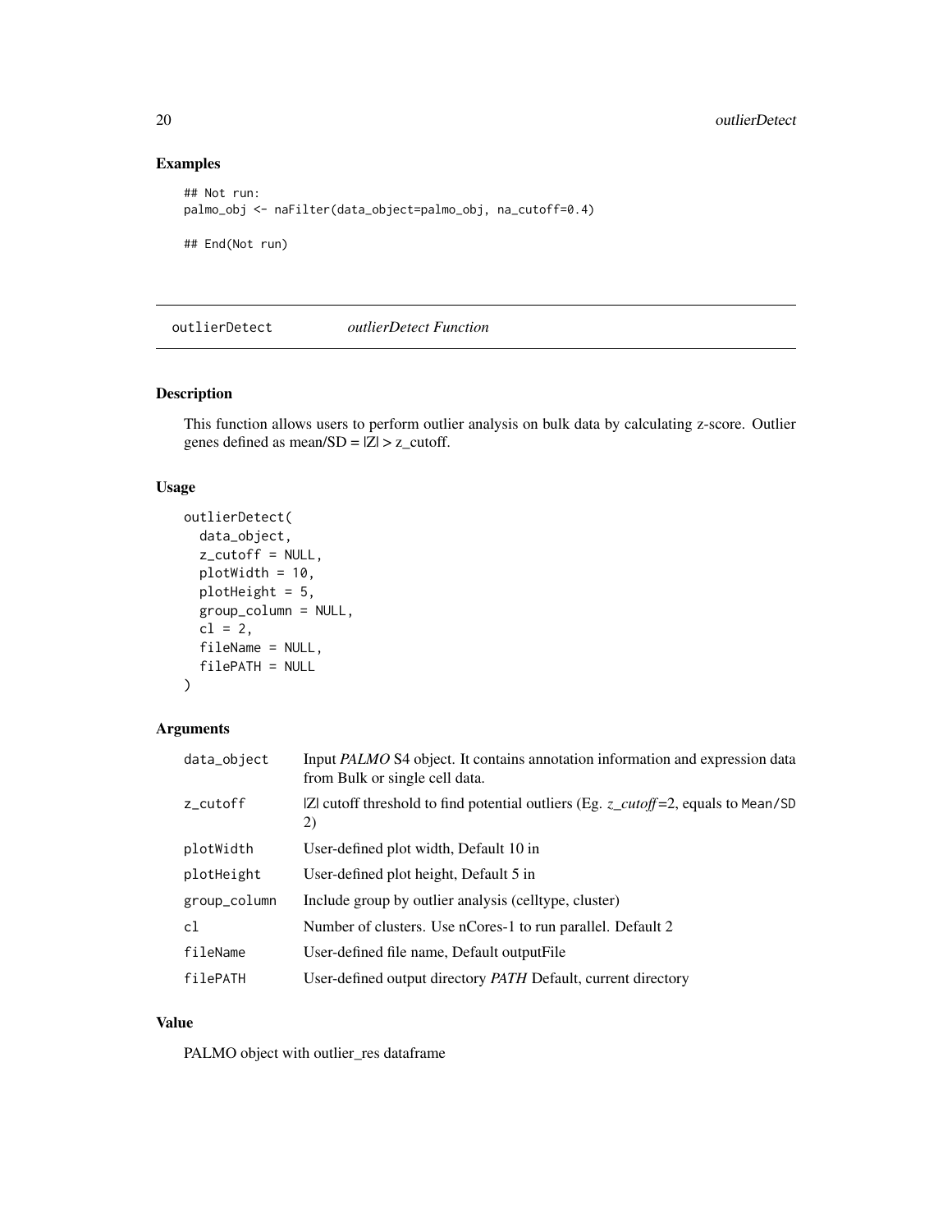## Examples

```
## Not run:
palmo_obj <- naFilter(data_object=palmo_obj, na_cutoff=0.4)

## End(Not run)
```

---

# outlierDetect *outlierDetect Function*

## Description

This function allows users to perform outlier analysis on bulk data by calculating z-score. Outlier genes defined as mean/SD = |Z| > z_cutoff.

## Usage

```
outlierDetect(
  data_object,
  z_cutoff = NULL,
  plotWidth = 10,
  plotHeight = 5,
  group_column = NULL,
  cl = 2,
  fileName = NULL,
  filePATH = NULL
)
```

## Arguments

| | |
|---|---|
| `data_object` | Input *PALMO* S4 object. It contains annotation information and expression data from Bulk or single cell data. |
| `z_cutoff` | \|Z\| cutoff threshold to find potential outliers (Eg. *z_cutoff*=2, equals to `Mean/SD` 2) |
| `plotWidth` | User-defined plot width, Default 10 in |
| `plotHeight` | User-defined plot height, Default 5 in |
| `group_column` | Include group by outlier analysis (celltype, cluster) |
| `cl` | Number of clusters. Use nCores-1 to run parallel. Default 2 |
| `fileName` | User-defined file name, Default outputFile |
| `filePATH` | User-defined output directory *PATH* Default, current directory |

## Value

PALMO object with outlier_res dataframe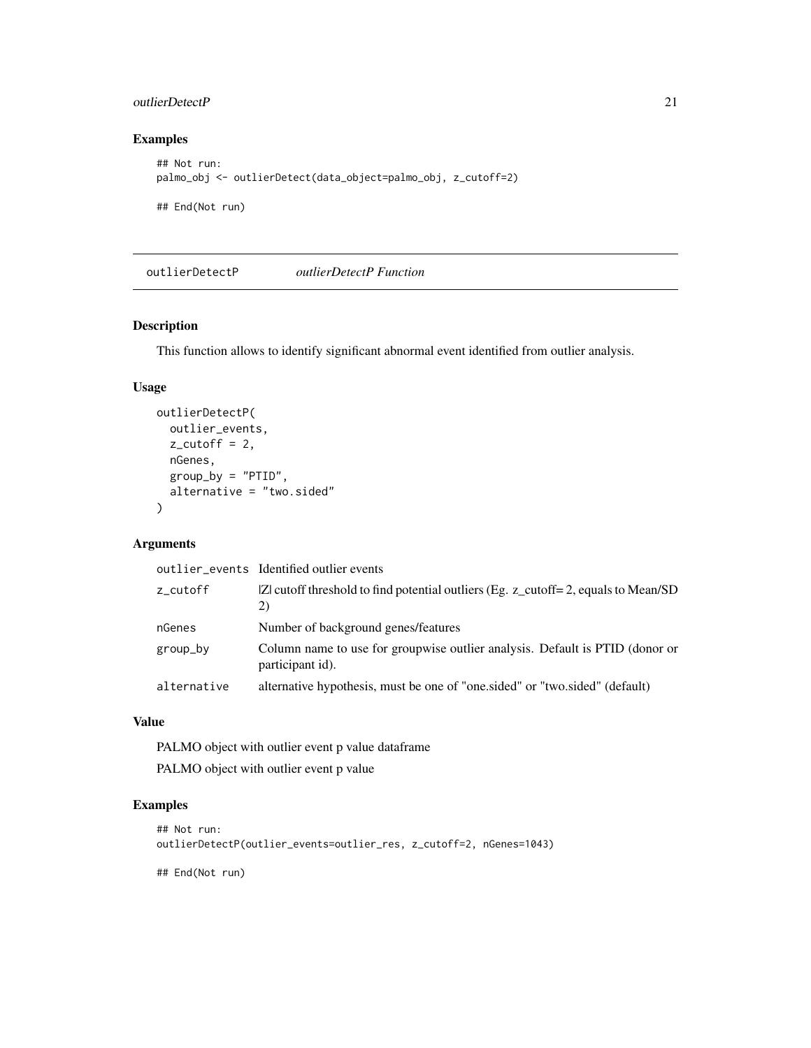## Examples

```
## Not run:
palmo_obj <- outlierDetect(data_object=palmo_obj, z_cutoff=2)

## End(Not run)
```

---

# outlierDetectP *outlierDetectP Function*

## Description

This function allows to identify significant abnormal event identified from outlier analysis.

## Usage

```
outlierDetectP(
  outlier_events,
  z_cutoff = 2,
  nGenes,
  group_by = "PTID",
  alternative = "two.sided"
)
```

## Arguments

| | |
|---|---|
| outlier_events | Identified outlier events |
| z_cutoff | \|Z\| cutoff threshold to find potential outliers (Eg. z_cutoff= 2, equals to Mean/SD 2) |
| nGenes | Number of background genes/features |
| group_by | Column name to use for groupwise outlier analysis. Default is PTID (donor or participant id). |
| alternative | alternative hypothesis, must be one of "one.sided" or "two.sided" (default) |

## Value

PALMO object with outlier event p value dataframe

PALMO object with outlier event p value

## Examples

```
## Not run:
outlierDetectP(outlier_events=outlier_res, z_cutoff=2, nGenes=1043)

## End(Not run)
```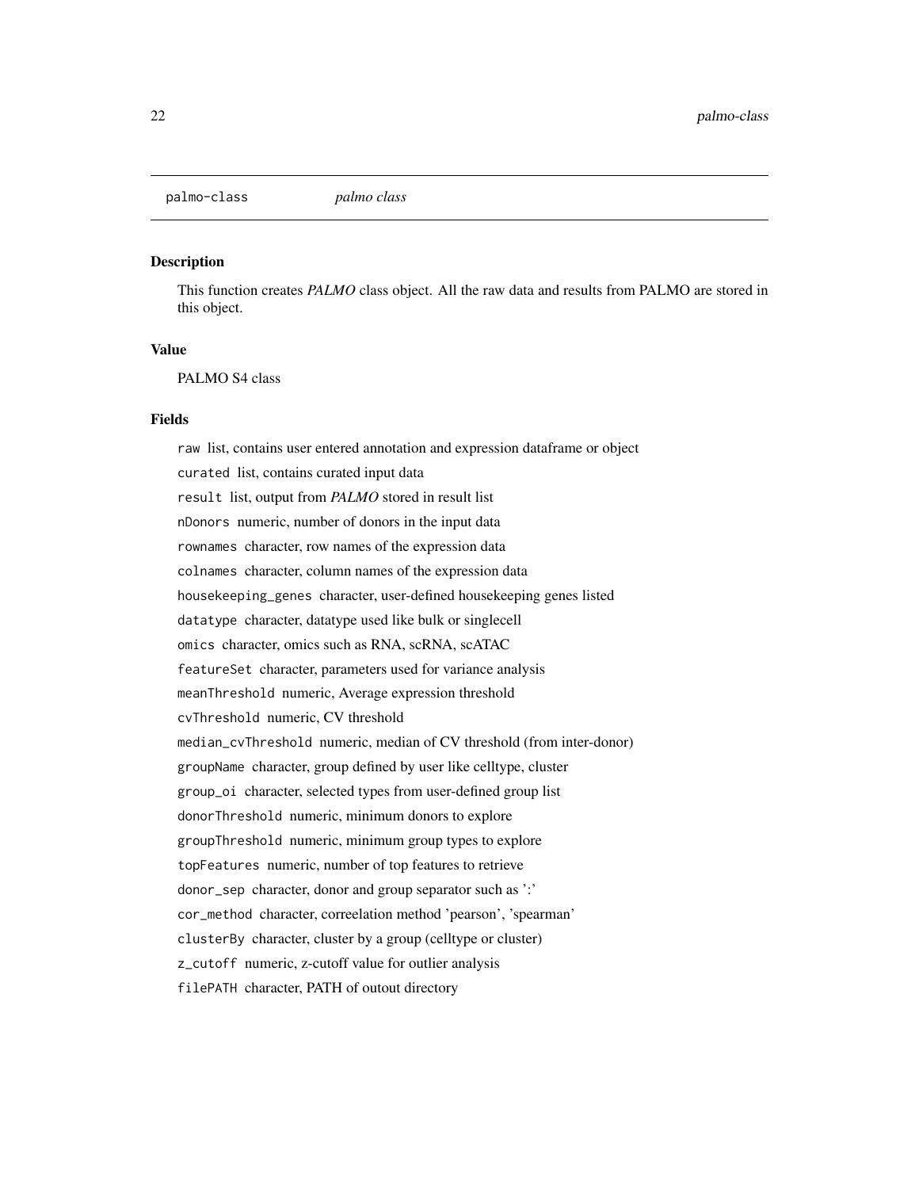palmo-class *palmo class*

### Description

This function creates *PALMO* class object. All the raw data and results from PALMO are stored in this object.

### Value

PALMO S4 class

### Fields

`raw` list, contains user entered annotation and expression dataframe or object

`curated` list, contains curated input data

`result` list, output from *PALMO* stored in result list

`nDonors` numeric, number of donors in the input data

`rownames` character, row names of the expression data

`colnames` character, column names of the expression data

`housekeeping_genes` character, user-defined housekeeping genes listed

`datatype` character, datatype used like bulk or singlecell

`omics` character, omics such as RNA, scRNA, scATAC

`featureSet` character, parameters used for variance analysis

`meanThreshold` numeric, Average expression threshold

`cvThreshold` numeric, CV threshold

`median_cvThreshold` numeric, median of CV threshold (from inter-donor)

`groupName` character, group defined by user like celltype, cluster

`group_oi` character, selected types from user-defined group list

`donorThreshold` numeric, minimum donors to explore

`groupThreshold` numeric, minimum group types to explore

`topFeatures` numeric, number of top features to retrieve

`donor_sep` character, donor and group separator such as ':'

`cor_method` character, correelation method 'pearson', 'spearman'

`clusterBy` character, cluster by a group (celltype or cluster)

`z_cutoff` numeric, z-cutoff value for outlier analysis

`filePATH` character, PATH of outout directory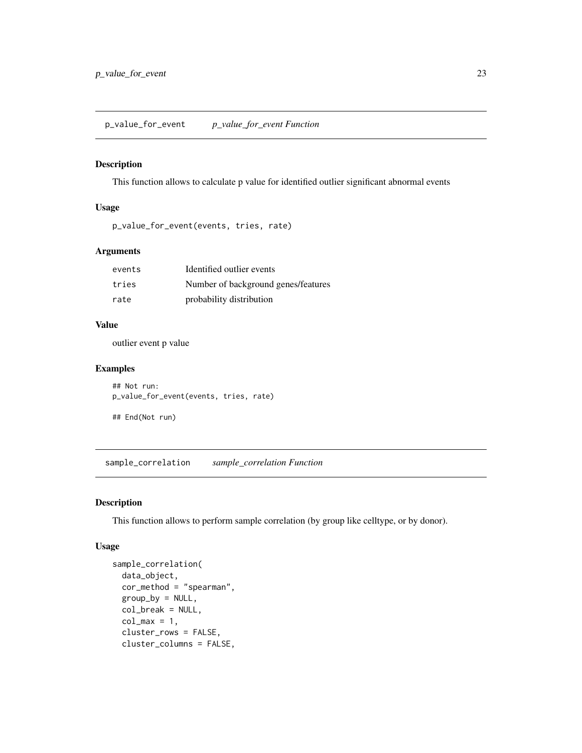## p_value_for_event *p_value_for_event Function*

### Description

This function allows to calculate p value for identified outlier significant abnormal events

### Usage

```
p_value_for_event(events, tries, rate)
```

### Arguments

| | |
|---|---|
| events | Identified outlier events |
| tries | Number of background genes/features |
| rate | probability distribution |

### Value

outlier event p value

### Examples

```
## Not run:
p_value_for_event(events, tries, rate)

## End(Not run)
```

## sample_correlation *sample_correlation Function*

### Description

This function allows to perform sample correlation (by group like celltype, or by donor).

### Usage

```
sample_correlation(
  data_object,
  cor_method = "spearman",
  group_by = NULL,
  col_break = NULL,
  col_max = 1,
  cluster_rows = FALSE,
  cluster_columns = FALSE,
```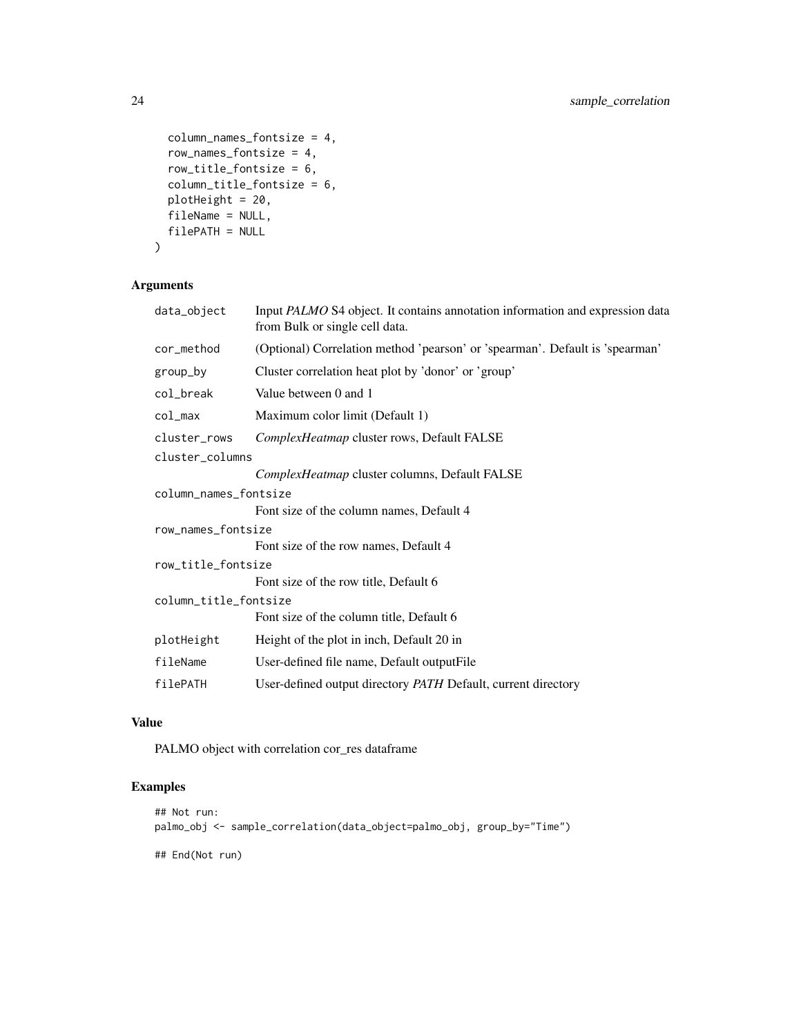```
  column_names_fontsize = 4,
  row_names_fontsize = 4,
  row_title_fontsize = 6,
  column_title_fontsize = 6,
  plotHeight = 20,
  fileName = NULL,
  filePATH = NULL
)
```

### Arguments

| | |
|---|---|
| data_object | Input *PALMO* S4 object. It contains annotation information and expression data from Bulk or single cell data. |
| cor_method | (Optional) Correlation method 'pearson' or 'spearman'. Default is 'spearman' |
| group_by | Cluster correlation heat plot by 'donor' or 'group' |
| col_break | Value between 0 and 1 |
| col_max | Maximum color limit (Default 1) |
| cluster_rows | *ComplexHeatmap* cluster rows, Default FALSE |
| cluster_columns | *ComplexHeatmap* cluster columns, Default FALSE |
| column_names_fontsize | Font size of the column names, Default 4 |
| row_names_fontsize | Font size of the row names, Default 4 |
| row_title_fontsize | Font size of the row title, Default 6 |
| column_title_fontsize | Font size of the column title, Default 6 |
| plotHeight | Height of the plot in inch, Default 20 in |
| fileName | User-defined file name, Default outputFile |
| filePATH | User-defined output directory *PATH* Default, current directory |

### Value

PALMO object with correlation cor_res dataframe

### Examples

```
## Not run:
palmo_obj <- sample_correlation(data_object=palmo_obj, group_by="Time")

## End(Not run)
```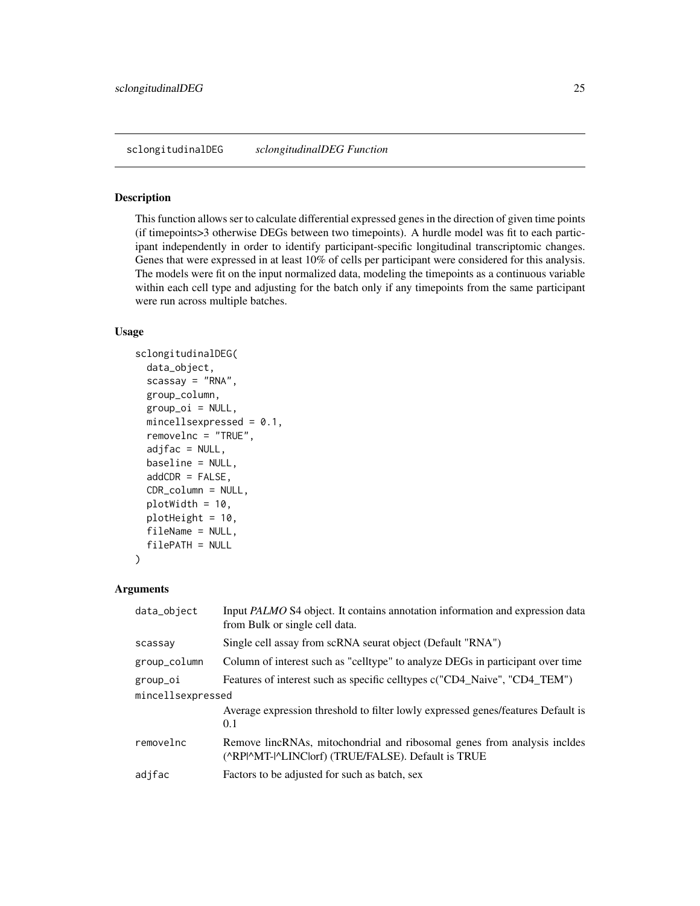## sclongitudinalDEG *sclongitudinalDEG Function*

### Description

This function allows ser to calculate differential expressed genes in the direction of given time points (if timepoints>3 otherwise DEGs between two timepoints). A hurdle model was fit to each participant independently in order to identify participant-specific longitudinal transcriptomic changes. Genes that were expressed in at least 10% of cells per participant were considered for this analysis. The models were fit on the input normalized data, modeling the timepoints as a continuous variable within each cell type and adjusting for the batch only if any timepoints from the same participant were run across multiple batches.

### Usage

```
sclongitudinalDEG(
  data_object,
  scassay = "RNA",
  group_column,
  group_oi = NULL,
  mincellsexpressed = 0.1,
  removelnc = "TRUE",
  adjfac = NULL,
  baseline = NULL,
  addCDR = FALSE,
  CDR_column = NULL,
  plotWidth = 10,
  plotHeight = 10,
  fileName = NULL,
  filePATH = NULL
)
```

### Arguments

| | |
|---|---|
| data_object | Input *PALMO* S4 object. It contains annotation information and expression data from Bulk or single cell data. |
| scassay | Single cell assay from scRNA seurat object (Default "RNA") |
| group_column | Column of interest such as "celltype" to analyze DEGs in participant over time |
| group_oi | Features of interest such as specific celltypes c("CD4_Naive", "CD4_TEM") |
| mincellsexpressed | Average expression threshold to filter lowly expressed genes/features Default is 0.1 |
| removelnc | Remove lincRNAs, mitochondrial and ribosomal genes from analysis incldes (^RP\|^MT-\|^LINC\|orf) (TRUE/FALSE). Default is TRUE |
| adjfac | Factors to be adjusted for such as batch, sex |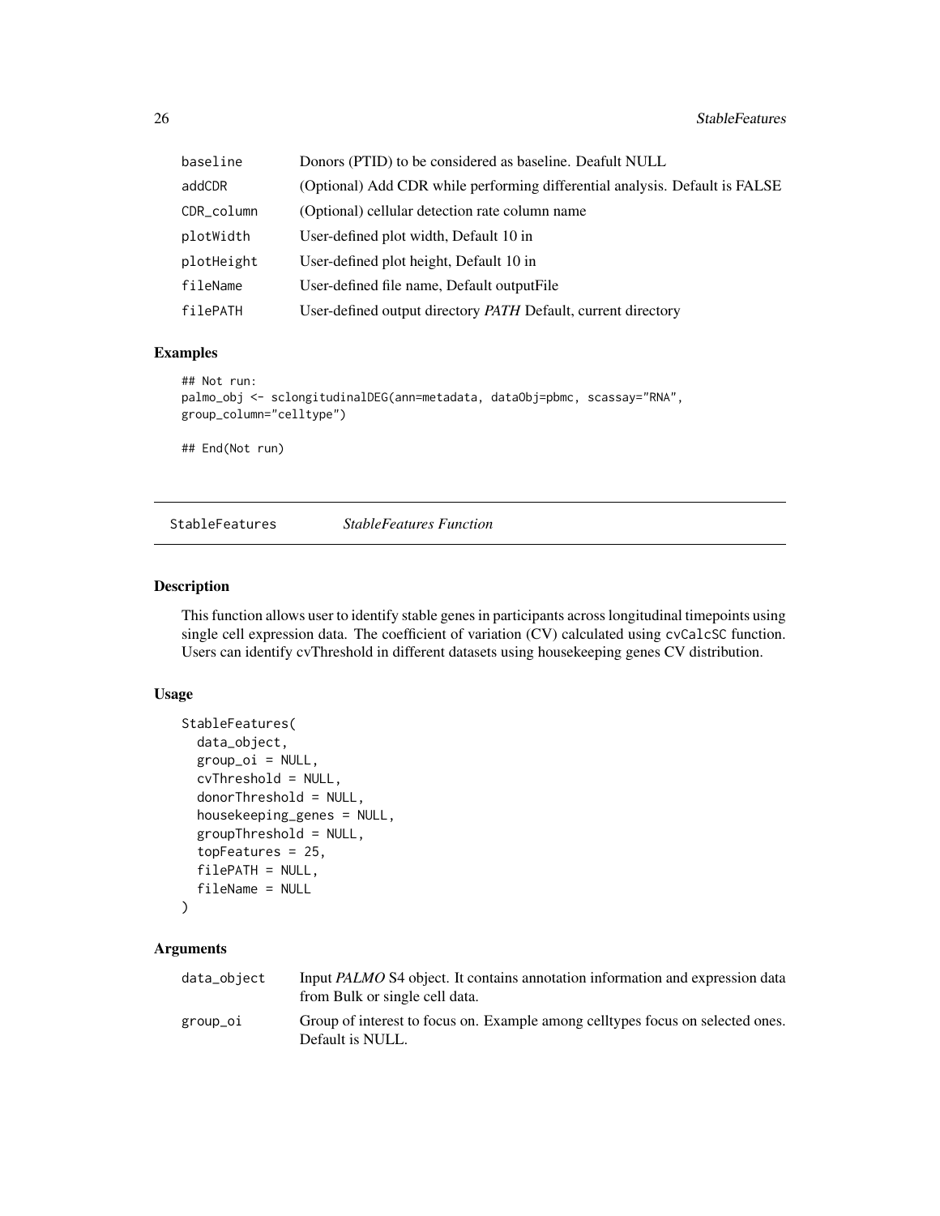| | |
|---|---|
| baseline | Donors (PTID) to be considered as baseline. Deafult NULL |
| addCDR | (Optional) Add CDR while performing differential analysis. Default is FALSE |
| CDR_column | (Optional) cellular detection rate column name |
| plotWidth | User-defined plot width, Default 10 in |
| plotHeight | User-defined plot height, Default 10 in |
| fileName | User-defined file name, Default outputFile |
| filePATH | User-defined output directory *PATH* Default, current directory |

## Examples

```
## Not run:
palmo_obj <- sclongitudinalDEG(ann=metadata, dataObj=pbmc, scassay="RNA",
group_column="celltype")

## End(Not run)
```

---

# StableFeatures *StableFeatures Function*

## Description

This function allows user to identify stable genes in participants across longitudinal timepoints using single cell expression data. The coefficient of variation (CV) calculated using `cvCalcSC` function. Users can identify cvThreshold in different datasets using housekeeping genes CV distribution.

## Usage

```
StableFeatures(
  data_object,
  group_oi = NULL,
  cvThreshold = NULL,
  donorThreshold = NULL,
  housekeeping_genes = NULL,
  groupThreshold = NULL,
  topFeatures = 25,
  filePATH = NULL,
  fileName = NULL
)
```

## Arguments

| | |
|---|---|
| data_object | Input *PALMO* S4 object. It contains annotation information and expression data from Bulk or single cell data. |
| group_oi | Group of interest to focus on. Example among celltypes focus on selected ones. Default is NULL. |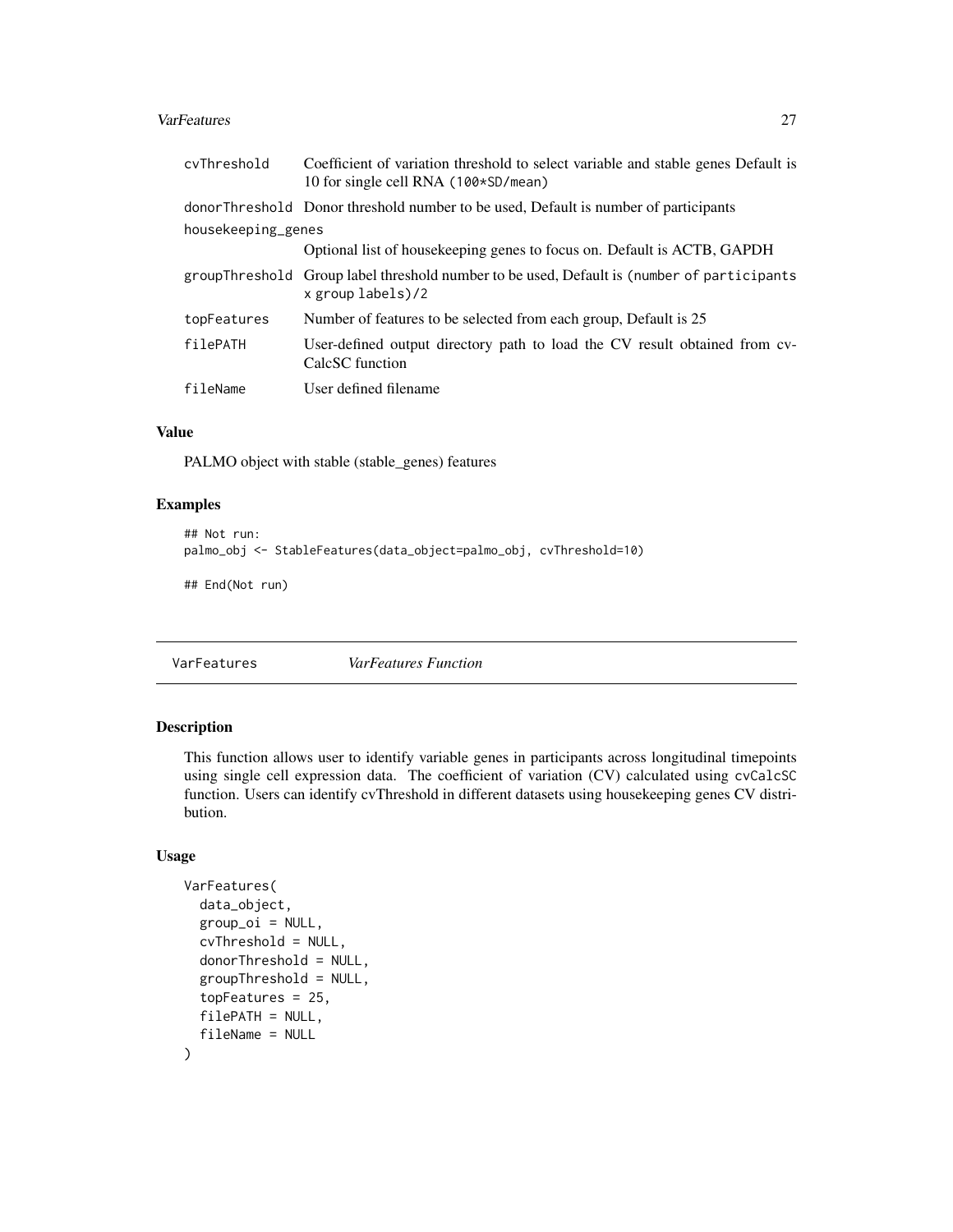| | |
|---|---|
| cvThreshold | Coefficient of variation threshold to select variable and stable genes Default is 10 for single cell RNA (100*SD/mean) |
| donorThreshold | Donor threshold number to be used, Default is number of participants |
| housekeeping_genes | Optional list of housekeeping genes to focus on. Default is ACTB, GAPDH |
| groupThreshold | Group label threshold number to be used, Default is (number of participants x group labels)/2 |
| topFeatures | Number of features to be selected from each group, Default is 25 |
| filePATH | User-defined output directory path to load the CV result obtained from cvCalcSC function |
| fileName | User defined filename |

### Value

PALMO object with stable (stable_genes) features

### Examples

```
## Not run:
palmo_obj <- StableFeatures(data_object=palmo_obj, cvThreshold=10)

## End(Not run)
```

---

## VarFeatures *VarFeatures Function*

---

### Description

This function allows user to identify variable genes in participants across longitudinal timepoints using single cell expression data. The coefficient of variation (CV) calculated using cvCalcSC function. Users can identify cvThreshold in different datasets using housekeeping genes CV distribution.

### Usage

```
VarFeatures(
  data_object,
  group_oi = NULL,
  cvThreshold = NULL,
  donorThreshold = NULL,
  groupThreshold = NULL,
  topFeatures = 25,
  filePATH = NULL,
  fileName = NULL
)
```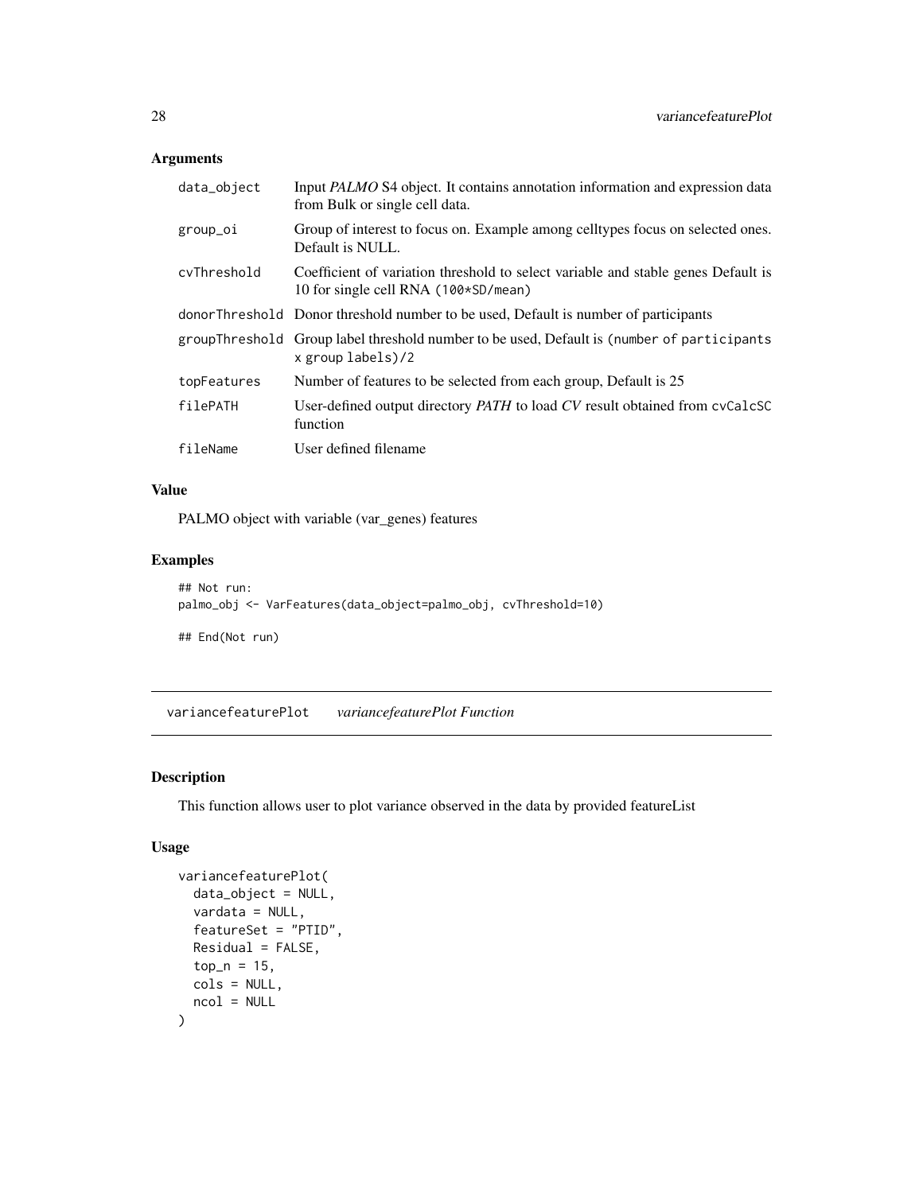### Arguments

| | |
|---|---|
| `data_object` | Input *PALMO* S4 object. It contains annotation information and expression data from Bulk or single cell data. |
| `group_oi` | Group of interest to focus on. Example among celltypes focus on selected ones. Default is NULL. |
| `cvThreshold` | Coefficient of variation threshold to select variable and stable genes Default is 10 for single cell RNA (`100*SD/mean`) |
| `donorThreshold` | Donor threshold number to be used, Default is number of participants |
| `groupThreshold` | Group label threshold number to be used, Default is (`number of participants x group labels)/2` |
| `topFeatures` | Number of features to be selected from each group, Default is 25 |
| `filePATH` | User-defined output directory *PATH* to load *CV* result obtained from `cvCalcSC` function |
| `fileName` | User defined filename |

### Value

PALMO object with variable (var_genes) features

### Examples

```
## Not run:
palmo_obj <- VarFeatures(data_object=palmo_obj, cvThreshold=10)

## End(Not run)
```

---

## variancefeaturePlot *variancefeaturePlot Function*

---

### Description

This function allows user to plot variance observed in the data by provided featureList

### Usage

```
variancefeaturePlot(
  data_object = NULL,
  vardata = NULL,
  featureSet = "PTID",
  Residual = FALSE,
  top_n = 15,
  cols = NULL,
  ncol = NULL
)
```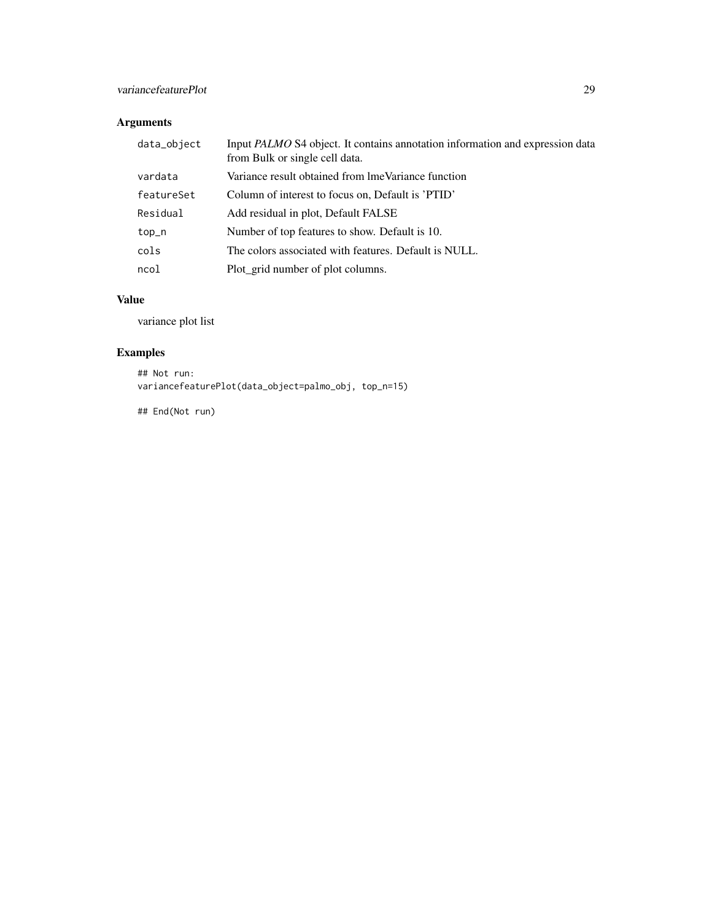## Arguments

| | |
|---|---|
| `data_object` | Input *PALMO* S4 object. It contains annotation information and expression data from Bulk or single cell data. |
| `vardata` | Variance result obtained from lmeVariance function |
| `featureSet` | Column of interest to focus on, Default is 'PTID' |
| `Residual` | Add residual in plot, Default FALSE |
| `top_n` | Number of top features to show. Default is 10. |
| `cols` | The colors associated with features. Default is NULL. |
| `ncol` | Plot_grid number of plot columns. |

## Value

variance plot list

## Examples

```
## Not run:
variancefeaturePlot(data_object=palmo_obj, top_n=15)

## End(Not run)
```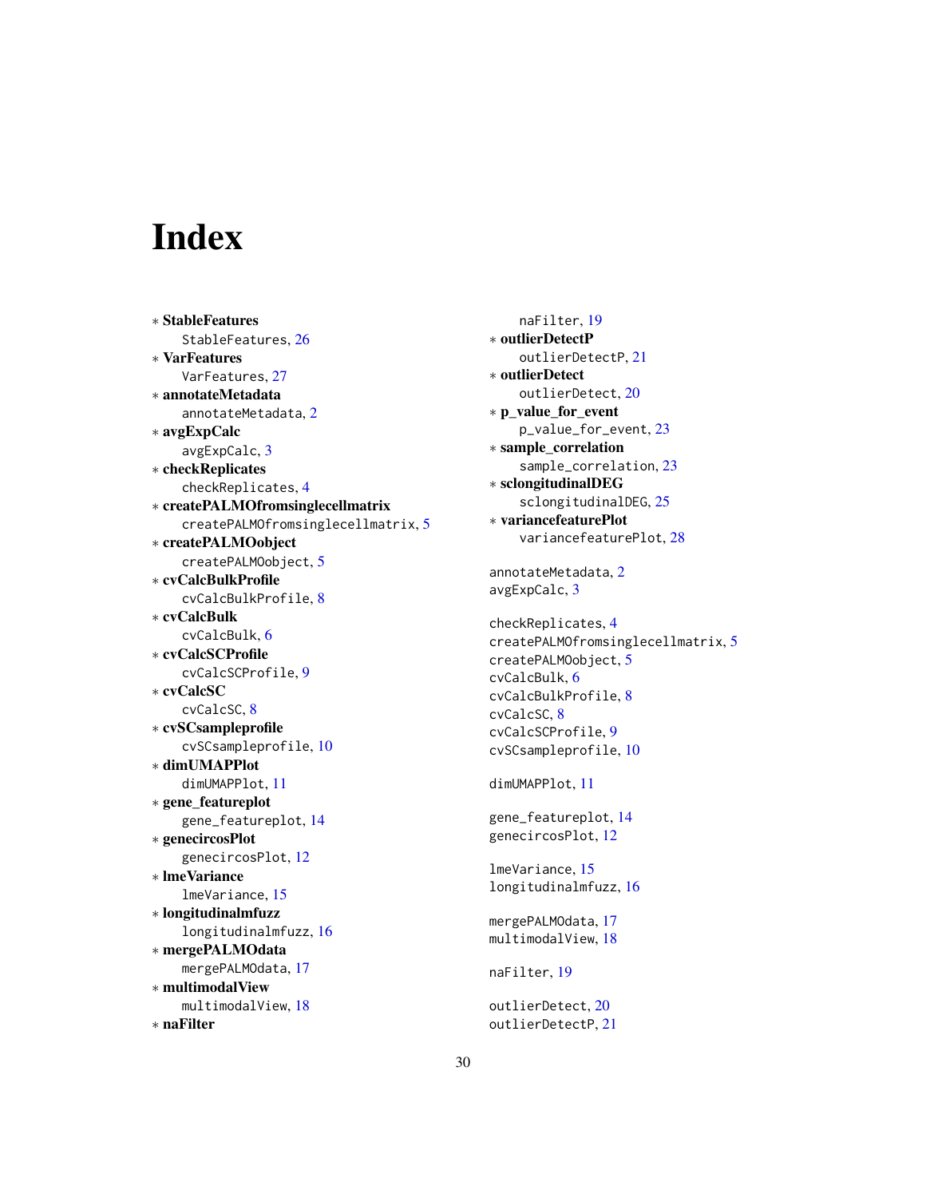# Index

* **StableFeatures**
  StableFeatures, 26
* **VarFeatures**
  VarFeatures, 27
* **annotateMetadata**
  annotateMetadata, 2
* **avgExpCalc**
  avgExpCalc, 3
* **checkReplicates**
  checkReplicates, 4
* **createPALMOfromsinglecellmatrix**
  createPALMOfromsinglecellmatrix, 5
* **createPALMOobject**
  createPALMOobject, 5
* **cvCalcBulkProfile**
  cvCalcBulkProfile, 8
* **cvCalcBulk**
  cvCalcBulk, 6
* **cvCalcSCProfile**
  cvCalcSCProfile, 9
* **cvCalcSC**
  cvCalcSC, 8
* **cvSCsampleprofile**
  cvSCsampleprofile, 10
* **dimUMAPPlot**
  dimUMAPPlot, 11
* **gene_featureplot**
  gene_featureplot, 14
* **genecircosPlot**
  genecircosPlot, 12
* **lmeVariance**
  lmeVariance, 15
* **longitudinalmfuzz**
  longitudinalmfuzz, 16
* **mergePALMOdata**
  mergePALMOdata, 17
* **multimodalView**
  multimodalView, 18
* **naFilter**
  naFilter, 19
* **outlierDetectP**
  outlierDetectP, 21
* **outlierDetect**
  outlierDetect, 20
* **p_value_for_event**
  p_value_for_event, 23
* **sample_correlation**
  sample_correlation, 23
* **sclongitudinalDEG**
  sclongitudinalDEG, 25
* **variancefeaturePlot**
  variancefeaturePlot, 28

annotateMetadata, 2
avgExpCalc, 3

checkReplicates, 4
createPALMOfromsinglecellmatrix, 5
createPALMOobject, 5
cvCalcBulk, 6
cvCalcBulkProfile, 8
cvCalcSC, 8
cvCalcSCProfile, 9
cvSCsampleprofile, 10

dimUMAPPlot, 11

gene_featureplot, 14
genecircosPlot, 12

lmeVariance, 15
longitudinalmfuzz, 16

mergePALMOdata, 17
multimodalView, 18

naFilter, 19

outlierDetect, 20
outlierDetectP, 21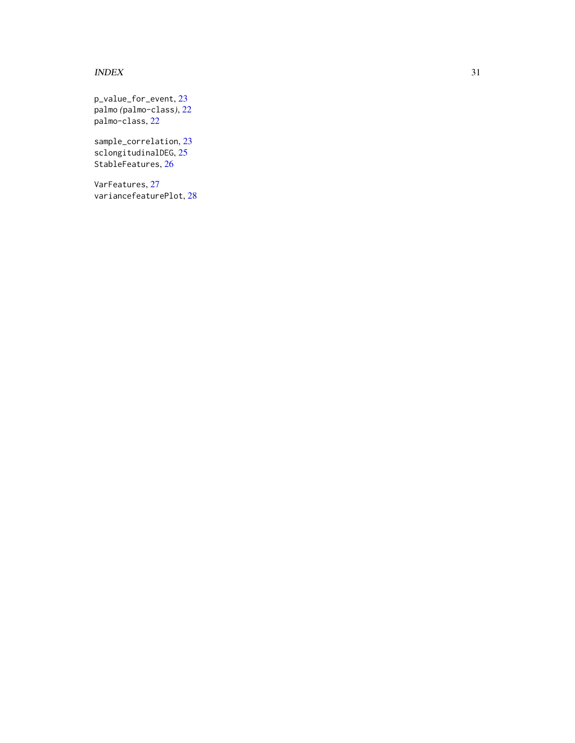p_value_for_event, 23
palmo (palmo-class), 22
palmo-class, 22

sample_correlation, 23
sclongitudinalDEG, 25
StableFeatures, 26

VarFeatures, 27
variancefeaturePlot, 28